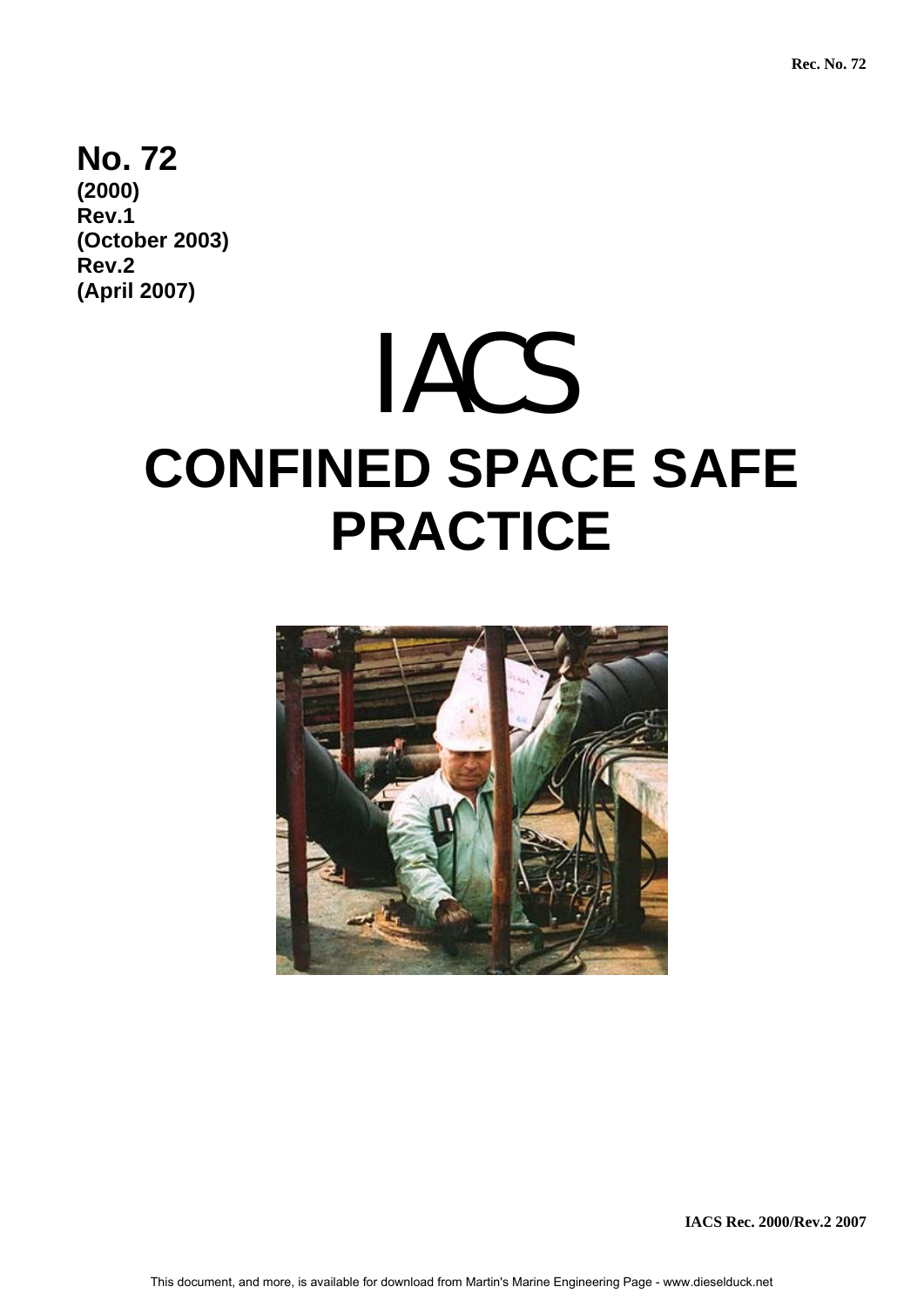**No. 72**
**(2000)**
**Rev.1**
**(October 2003)**
**Rev.2**
**(April 2007)**

# IACS

# CONFINED SPACE SAFE PRACTICE

**IACS Rec. 2000/Rev.2 2007**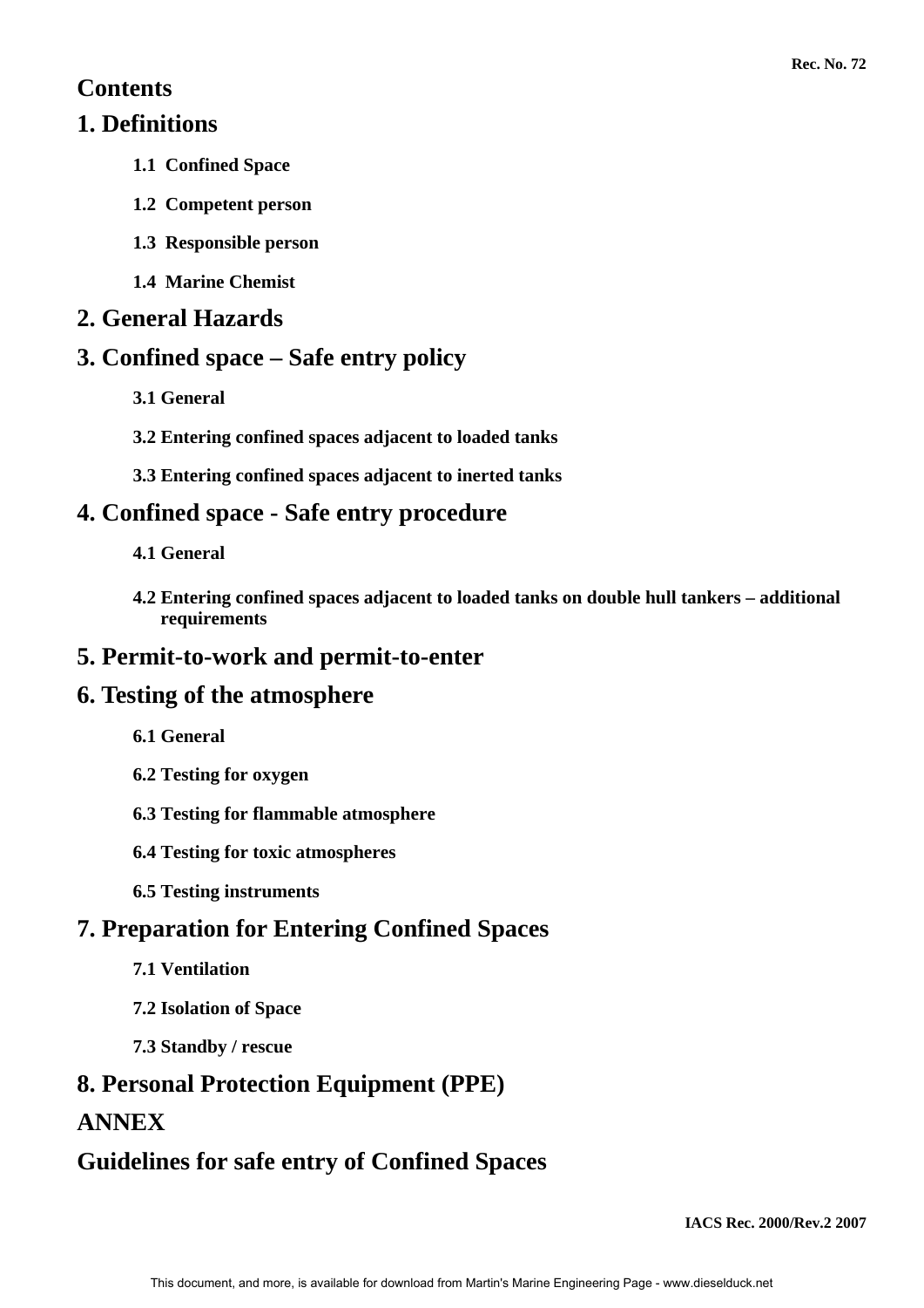# Contents

## 1. Definitions

**1.1 Confined Space**

**1.2 Competent person**

**1.3 Responsible person**

**1.4 Marine Chemist**

## 2. General Hazards

## 3. Confined space – Safe entry policy

**3.1 General**

**3.2 Entering confined spaces adjacent to loaded tanks**

**3.3 Entering confined spaces adjacent to inerted tanks**

## 4. Confined space - Safe entry procedure

**4.1 General**

**4.2 Entering confined spaces adjacent to loaded tanks on double hull tankers – additional requirements**

## 5. Permit-to-work and permit-to-enter

## 6. Testing of the atmosphere

**6.1 General**

**6.2 Testing for oxygen**

**6.3 Testing for flammable atmosphere**

**6.4 Testing for toxic atmospheres**

**6.5 Testing instruments**

## 7. Preparation for Entering Confined Spaces

**7.1 Ventilation**

**7.2 Isolation of Space**

**7.3 Standby / rescue**

## 8. Personal Protection Equipment (PPE)

## ANNEX

## Guidelines for safe entry of Confined Spaces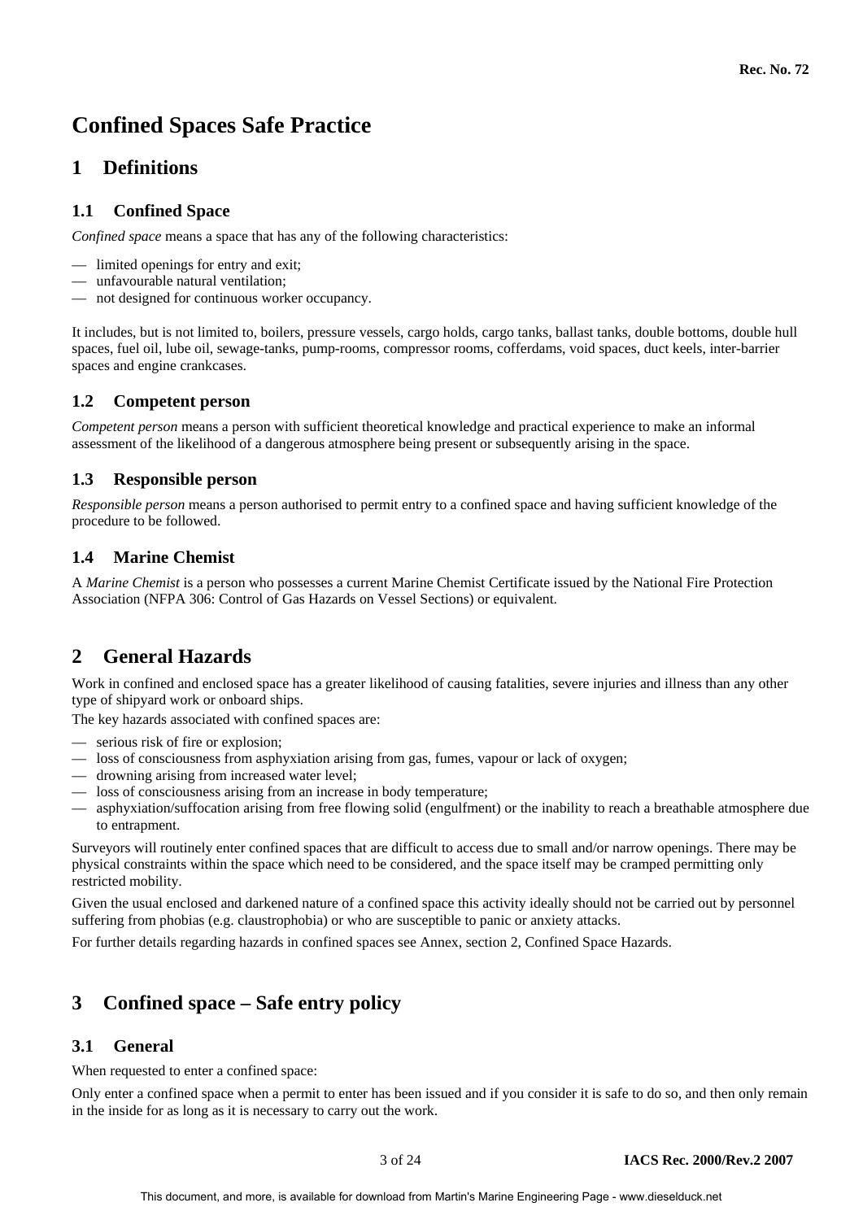# Confined Spaces Safe Practice

## 1 Definitions

### 1.1 Confined Space

*Confined space* means a space that has any of the following characteristics:

- limited openings for entry and exit;
- unfavourable natural ventilation;
- not designed for continuous worker occupancy.

It includes, but is not limited to, boilers, pressure vessels, cargo holds, cargo tanks, ballast tanks, double bottoms, double hull spaces, fuel oil, lube oil, sewage-tanks, pump-rooms, compressor rooms, cofferdams, void spaces, duct keels, inter-barrier spaces and engine crankcases.

### 1.2 Competent person

*Competent person* means a person with sufficient theoretical knowledge and practical experience to make an informal assessment of the likelihood of a dangerous atmosphere being present or subsequently arising in the space.

### 1.3 Responsible person

*Responsible person* means a person authorised to permit entry to a confined space and having sufficient knowledge of the procedure to be followed.

### 1.4 Marine Chemist

A *Marine Chemist* is a person who possesses a current Marine Chemist Certificate issued by the National Fire Protection Association (NFPA 306: Control of Gas Hazards on Vessel Sections) or equivalent.

## 2 General Hazards

Work in confined and enclosed space has a greater likelihood of causing fatalities, severe injuries and illness than any other type of shipyard work or onboard ships.

The key hazards associated with confined spaces are:

- serious risk of fire or explosion;
- loss of consciousness from asphyxiation arising from gas, fumes, vapour or lack of oxygen;
- drowning arising from increased water level;
- loss of consciousness arising from an increase in body temperature;
- asphyxiation/suffocation arising from free flowing solid (engulfment) or the inability to reach a breathable atmosphere due to entrapment.

Surveyors will routinely enter confined spaces that are difficult to access due to small and/or narrow openings. There may be physical constraints within the space which need to be considered, and the space itself may be cramped permitting only restricted mobility.

Given the usual enclosed and darkened nature of a confined space this activity ideally should not be carried out by personnel suffering from phobias (e.g. claustrophobia) or who are susceptible to panic or anxiety attacks.

For further details regarding hazards in confined spaces see Annex, section 2, Confined Space Hazards.

## 3 Confined space – Safe entry policy

### 3.1 General

When requested to enter a confined space:

Only enter a confined space when a permit to enter has been issued and if you consider it is safe to do so, and then only remain in the inside for as long as it is necessary to carry out the work.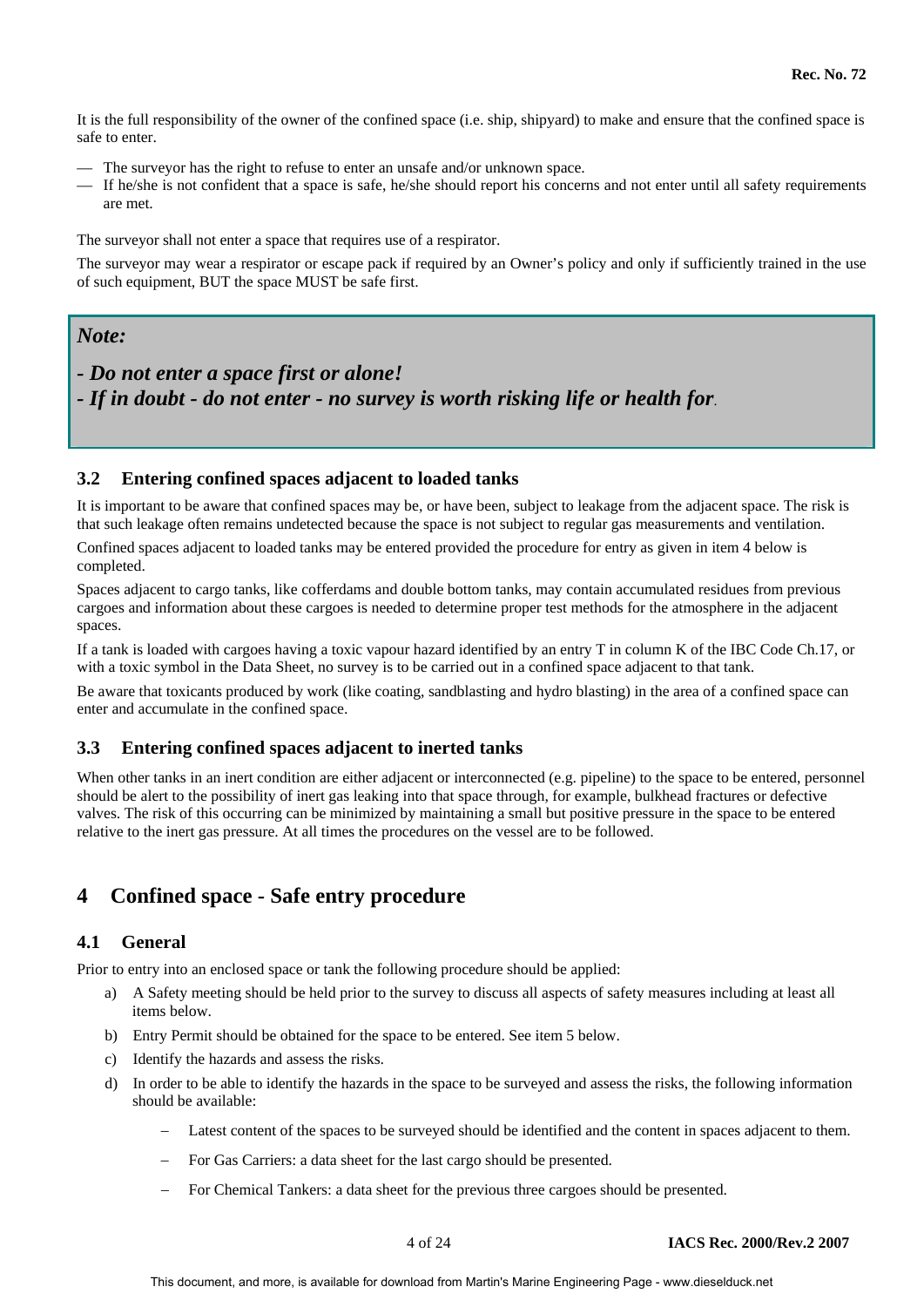It is the full responsibility of the owner of the confined space (i.e. ship, shipyard) to make and ensure that the confined space is safe to enter.

- The surveyor has the right to refuse to enter an unsafe and/or unknown space.
- If he/she is not confident that a space is safe, he/she should report his concerns and not enter until all safety requirements are met.

The surveyor shall not enter a space that requires use of a respirator.

The surveyor may wear a respirator or escape pack if required by an Owner's policy and only if sufficiently trained in the use of such equipment, BUT the space MUST be safe first.

> ***Note:***
>
> ***- Do not enter a space first or alone!***
> ***- If in doubt - do not enter - no survey is worth risking life or health for.***

### 3.2 Entering confined spaces adjacent to loaded tanks

It is important to be aware that confined spaces may be, or have been, subject to leakage from the adjacent space. The risk is that such leakage often remains undetected because the space is not subject to regular gas measurements and ventilation.

Confined spaces adjacent to loaded tanks may be entered provided the procedure for entry as given in item 4 below is completed.

Spaces adjacent to cargo tanks, like cofferdams and double bottom tanks, may contain accumulated residues from previous cargoes and information about these cargoes is needed to determine proper test methods for the atmosphere in the adjacent spaces.

If a tank is loaded with cargoes having a toxic vapour hazard identified by an entry T in column K of the IBC Code Ch.17, or with a toxic symbol in the Data Sheet, no survey is to be carried out in a confined space adjacent to that tank.

Be aware that toxicants produced by work (like coating, sandblasting and hydro blasting) in the area of a confined space can enter and accumulate in the confined space.

### 3.3 Entering confined spaces adjacent to inerted tanks

When other tanks in an inert condition are either adjacent or interconnected (e.g. pipeline) to the space to be entered, personnel should be alert to the possibility of inert gas leaking into that space through, for example, bulkhead fractures or defective valves. The risk of this occurring can be minimized by maintaining a small but positive pressure in the space to be entered relative to the inert gas pressure. At all times the procedures on the vessel are to be followed.

## 4 Confined space - Safe entry procedure

### 4.1 General

Prior to entry into an enclosed space or tank the following procedure should be applied:

a) A Safety meeting should be held prior to the survey to discuss all aspects of safety measures including at least all items below.

b) Entry Permit should be obtained for the space to be entered. See item 5 below.

c) Identify the hazards and assess the risks.

d) In order to be able to identify the hazards in the space to be surveyed and assess the risks, the following information should be available:

   - Latest content of the spaces to be surveyed should be identified and the content in spaces adjacent to them.
   - For Gas Carriers: a data sheet for the last cargo should be presented.
   - For Chemical Tankers: a data sheet for the previous three cargoes should be presented.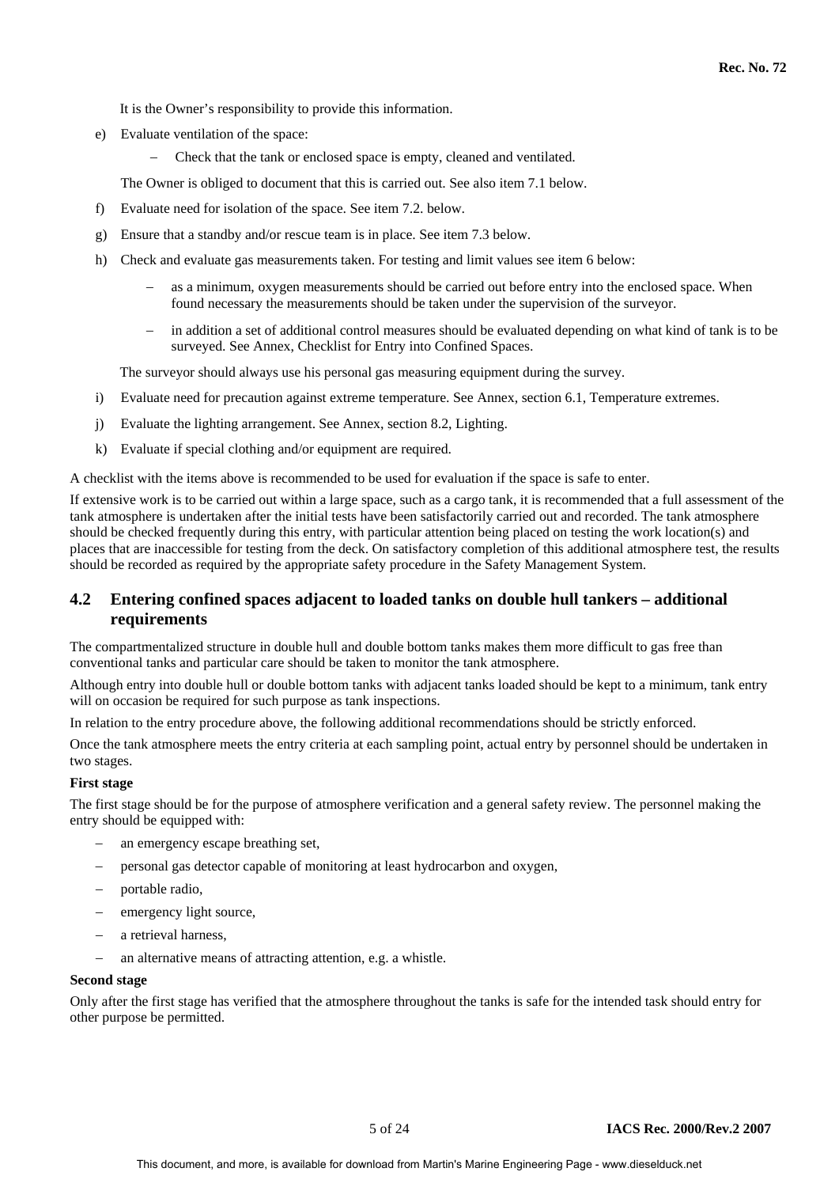It is the Owner's responsibility to provide this information.

e) Evaluate ventilation of the space:

   – Check that the tank or enclosed space is empty, cleaned and ventilated.

   The Owner is obliged to document that this is carried out. See also item 7.1 below.

f) Evaluate need for isolation of the space. See item 7.2. below.

g) Ensure that a standby and/or rescue team is in place. See item 7.3 below.

h) Check and evaluate gas measurements taken. For testing and limit values see item 6 below:

   – as a minimum, oxygen measurements should be carried out before entry into the enclosed space. When found necessary the measurements should be taken under the supervision of the surveyor.

   – in addition a set of additional control measures should be evaluated depending on what kind of tank is to be surveyed. See Annex, Checklist for Entry into Confined Spaces.

   The surveyor should always use his personal gas measuring equipment during the survey.

i) Evaluate need for precaution against extreme temperature. See Annex, section 6.1, Temperature extremes.

j) Evaluate the lighting arrangement. See Annex, section 8.2, Lighting.

k) Evaluate if special clothing and/or equipment are required.

A checklist with the items above is recommended to be used for evaluation if the space is safe to enter.

If extensive work is to be carried out within a large space, such as a cargo tank, it is recommended that a full assessment of the tank atmosphere is undertaken after the initial tests have been satisfactorily carried out and recorded. The tank atmosphere should be checked frequently during this entry, with particular attention being placed on testing the work location(s) and places that are inaccessible for testing from the deck. On satisfactory completion of this additional atmosphere test, the results should be recorded as required by the appropriate safety procedure in the Safety Management System.

## 4.2 Entering confined spaces adjacent to loaded tanks on double hull tankers – additional requirements

The compartmentalized structure in double hull and double bottom tanks makes them more difficult to gas free than conventional tanks and particular care should be taken to monitor the tank atmosphere.

Although entry into double hull or double bottom tanks with adjacent tanks loaded should be kept to a minimum, tank entry will on occasion be required for such purpose as tank inspections.

In relation to the entry procedure above, the following additional recommendations should be strictly enforced.

Once the tank atmosphere meets the entry criteria at each sampling point, actual entry by personnel should be undertaken in two stages.

**First stage**

The first stage should be for the purpose of atmosphere verification and a general safety review. The personnel making the entry should be equipped with:

- an emergency escape breathing set,
- personal gas detector capable of monitoring at least hydrocarbon and oxygen,
- portable radio,
- emergency light source,
- a retrieval harness,
- an alternative means of attracting attention, e.g. a whistle.

**Second stage**

Only after the first stage has verified that the atmosphere throughout the tanks is safe for the intended task should entry for other purpose be permitted.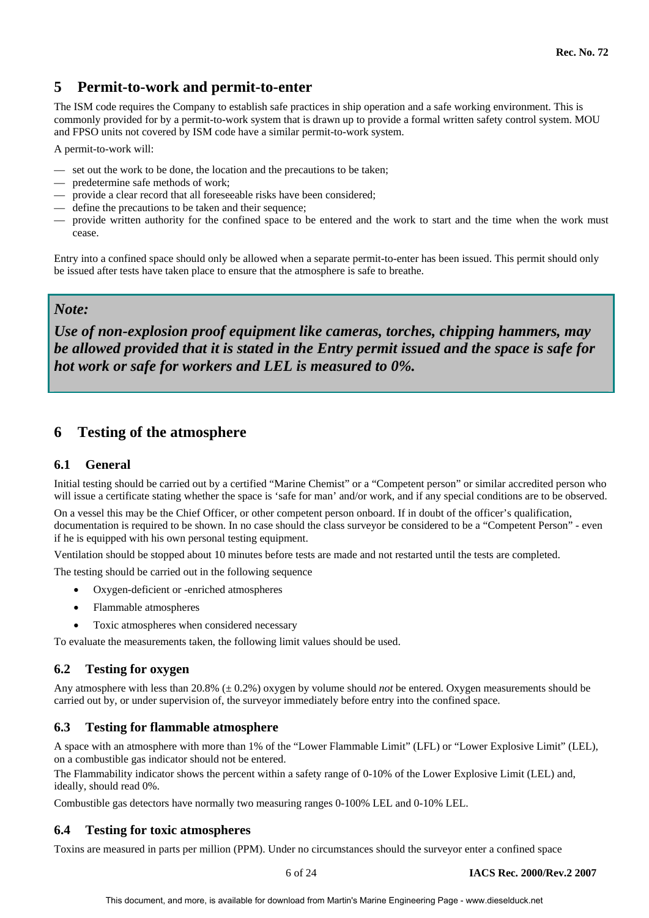## 5 Permit-to-work and permit-to-enter

The ISM code requires the Company to establish safe practices in ship operation and a safe working environment. This is commonly provided for by a permit-to-work system that is drawn up to provide a formal written safety control system. MOU and FPSO units not covered by ISM code have a similar permit-to-work system.

A permit-to-work will:

- set out the work to be done, the location and the precautions to be taken;
- predetermine safe methods of work;
- provide a clear record that all foreseeable risks have been considered;
- define the precautions to be taken and their sequence;
- provide written authority for the confined space to be entered and the work to start and the time when the work must cease.

Entry into a confined space should only be allowed when a separate permit-to-enter has been issued. This permit should only be issued after tests have taken place to ensure that the atmosphere is safe to breathe.

> ***Note:***
>
> ***Use of non-explosion proof equipment like cameras, torches, chipping hammers, may be allowed provided that it is stated in the Entry permit issued and the space is safe for hot work or safe for workers and LEL is measured to 0%.***

## 6 Testing of the atmosphere

### 6.1 General

Initial testing should be carried out by a certified "Marine Chemist" or a "Competent person" or similar accredited person who will issue a certificate stating whether the space is 'safe for man' and/or work, and if any special conditions are to be observed.

On a vessel this may be the Chief Officer, or other competent person onboard. If in doubt of the officer's qualification, documentation is required to be shown. In no case should the class surveyor be considered to be a "Competent Person" - even if he is equipped with his own personal testing equipment.

Ventilation should be stopped about 10 minutes before tests are made and not restarted until the tests are completed.

The testing should be carried out in the following sequence

- Oxygen-deficient or -enriched atmospheres
- Flammable atmospheres
- Toxic atmospheres when considered necessary

To evaluate the measurements taken, the following limit values should be used.

### 6.2 Testing for oxygen

Any atmosphere with less than 20.8% (± 0.2%) oxygen by volume should *not* be entered. Oxygen measurements should be carried out by, or under supervision of, the surveyor immediately before entry into the confined space.

### 6.3 Testing for flammable atmosphere

A space with an atmosphere with more than 1% of the "Lower Flammable Limit" (LFL) or "Lower Explosive Limit" (LEL), on a combustible gas indicator should not be entered.

The Flammability indicator shows the percent within a safety range of 0-10% of the Lower Explosive Limit (LEL) and, ideally, should read 0%.

Combustible gas detectors have normally two measuring ranges 0-100% LEL and 0-10% LEL.

### 6.4 Testing for toxic atmospheres

Toxins are measured in parts per million (PPM). Under no circumstances should the surveyor enter a confined space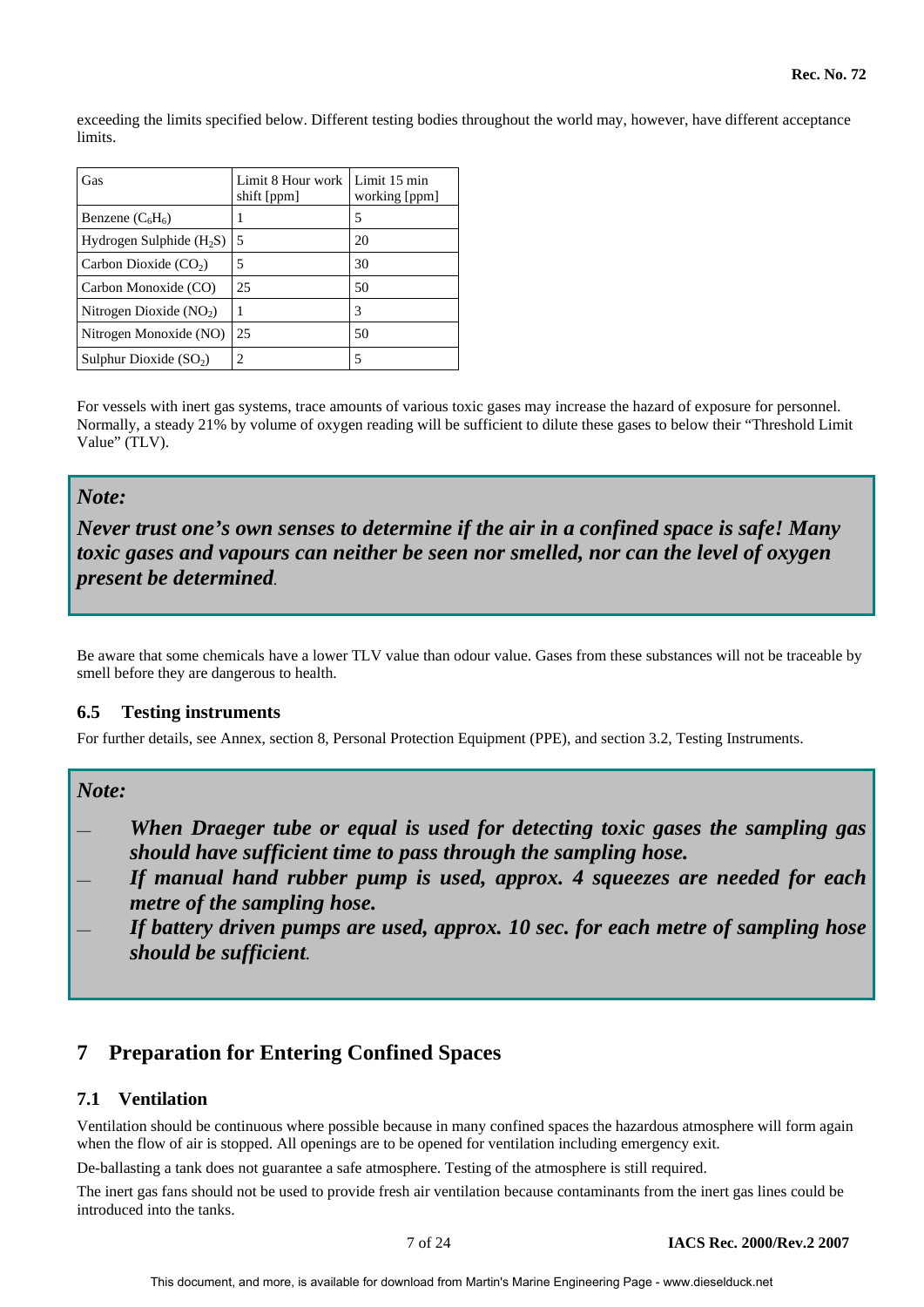exceeding the limits specified below. Different testing bodies throughout the world may, however, have different acceptance limits.

| Gas | Limit 8 Hour work shift [ppm] | Limit 15 min working [ppm] |
|---|---|---|
| Benzene ($C_6H_6$) | 1 | 5 |
| Hydrogen Sulphide ($H_2S$) | 5 | 20 |
| Carbon Dioxide ($CO_2$) | 5 | 30 |
| Carbon Monoxide (CO) | 25 | 50 |
| Nitrogen Dioxide ($NO_2$) | 1 | 3 |
| Nitrogen Monoxide (NO) | 25 | 50 |
| Sulphur Dioxide ($SO_2$) | 2 | 5 |

For vessels with inert gas systems, trace amounts of various toxic gases may increase the hazard of exposure for personnel. Normally, a steady 21% by volume of oxygen reading will be sufficient to dilute these gases to below their "Threshold Limit Value" (TLV).

> ***Note:***
>
> ***Never trust one's own senses to determine if the air in a confined space is safe! Many toxic gases and vapours can neither be seen nor smelled, nor can the level of oxygen present be determined.***

Be aware that some chemicals have a lower TLV value than odour value. Gases from these substances will not be traceable by smell before they are dangerous to health.

### 6.5 Testing instruments

For further details, see Annex, section 8, Personal Protection Equipment (PPE), and section 3.2, Testing Instruments.

> ***Note:***
>
> - ***When Draeger tube or equal is used for detecting toxic gases the sampling gas should have sufficient time to pass through the sampling hose.***
> - ***If manual hand rubber pump is used, approx. 4 squeezes are needed for each metre of the sampling hose.***
> - ***If battery driven pumps are used, approx. 10 sec. for each metre of sampling hose should be sufficient.***

## 7 Preparation for Entering Confined Spaces

### 7.1 Ventilation

Ventilation should be continuous where possible because in many confined spaces the hazardous atmosphere will form again when the flow of air is stopped. All openings are to be opened for ventilation including emergency exit.

De-ballasting a tank does not guarantee a safe atmosphere. Testing of the atmosphere is still required.

The inert gas fans should not be used to provide fresh air ventilation because contaminants from the inert gas lines could be introduced into the tanks.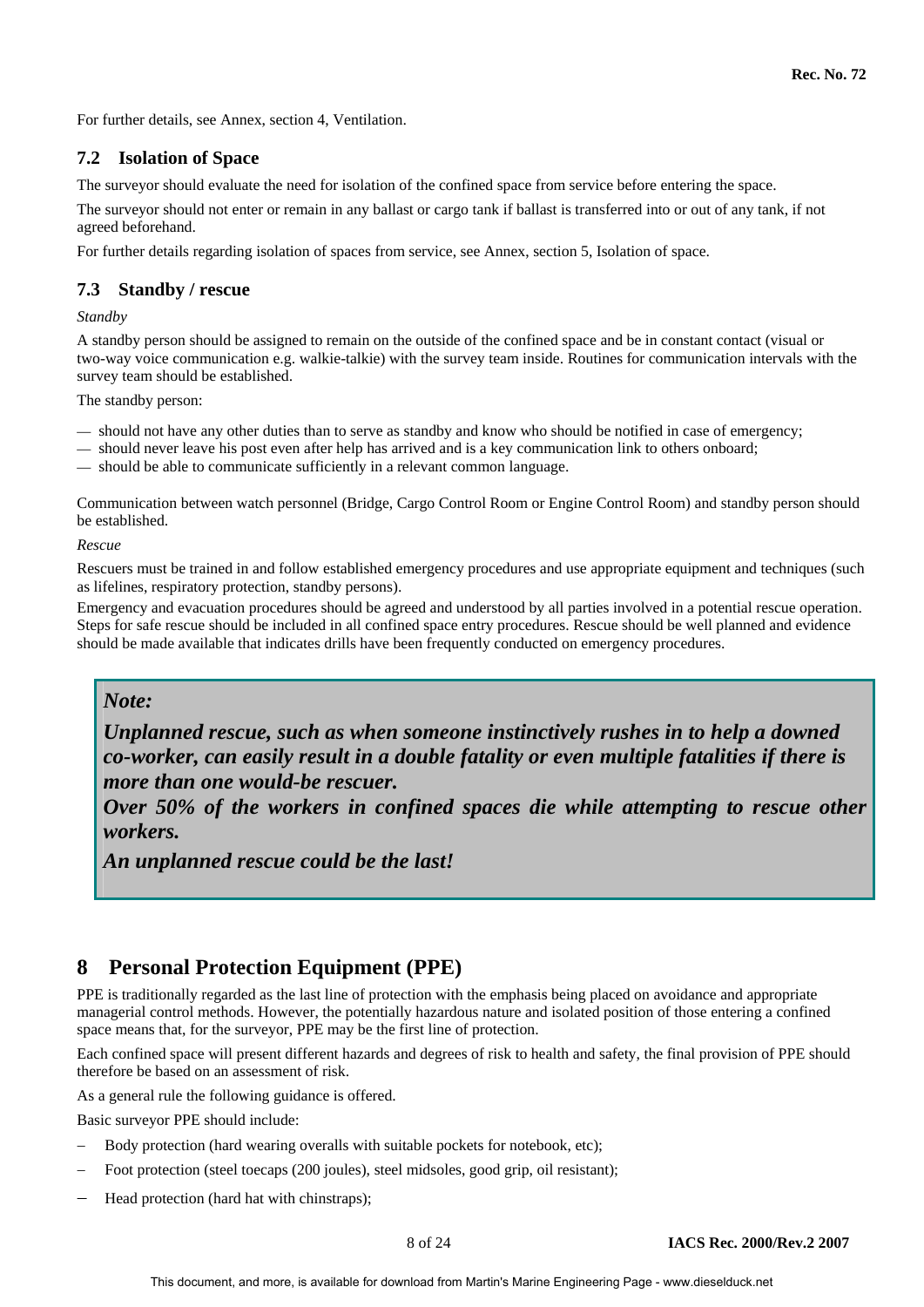For further details, see Annex, section 4, Ventilation.

### 7.2 Isolation of Space

The surveyor should evaluate the need for isolation of the confined space from service before entering the space.

The surveyor should not enter or remain in any ballast or cargo tank if ballast is transferred into or out of any tank, if not agreed beforehand.

For further details regarding isolation of spaces from service, see Annex, section 5, Isolation of space.

### 7.3 Standby / rescue

*Standby*

A standby person should be assigned to remain on the outside of the confined space and be in constant contact (visual or two-way voice communication e.g. walkie-talkie) with the survey team inside. Routines for communication intervals with the survey team should be established.

The standby person:

- should not have any other duties than to serve as standby and know who should be notified in case of emergency;
- should never leave his post even after help has arrived and is a key communication link to others onboard;
- should be able to communicate sufficiently in a relevant common language.

Communication between watch personnel (Bridge, Cargo Control Room or Engine Control Room) and standby person should be established.

*Rescue*

Rescuers must be trained in and follow established emergency procedures and use appropriate equipment and techniques (such as lifelines, respiratory protection, standby persons).

Emergency and evacuation procedures should be agreed and understood by all parties involved in a potential rescue operation. Steps for safe rescue should be included in all confined space entry procedures. Rescue should be well planned and evidence should be made available that indicates drills have been frequently conducted on emergency procedures.

> ***Note:***
>
> ***Unplanned rescue, such as when someone instinctively rushes in to help a downed co-worker, can easily result in a double fatality or even multiple fatalities if there is more than one would-be rescuer.***
>
> ***Over 50% of the workers in confined spaces die while attempting to rescue other workers.***
>
> ***An unplanned rescue could be the last!***

## 8 Personal Protection Equipment (PPE)

PPE is traditionally regarded as the last line of protection with the emphasis being placed on avoidance and appropriate managerial control methods. However, the potentially hazardous nature and isolated position of those entering a confined space means that, for the surveyor, PPE may be the first line of protection.

Each confined space will present different hazards and degrees of risk to health and safety, the final provision of PPE should therefore be based on an assessment of risk.

As a general rule the following guidance is offered.

Basic surveyor PPE should include:

- Body protection (hard wearing overalls with suitable pockets for notebook, etc);
- Foot protection (steel toecaps (200 joules), steel midsoles, good grip, oil resistant);
- Head protection (hard hat with chinstraps);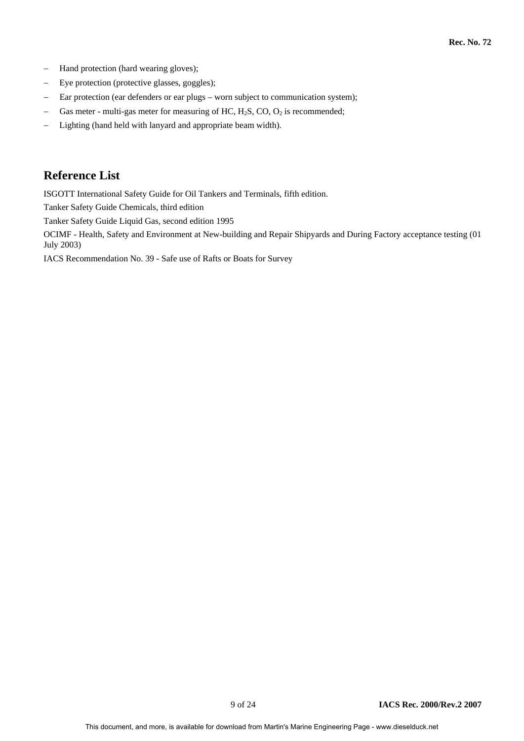- Hand protection (hard wearing gloves);
- Eye protection (protective glasses, goggles);
- Ear protection (ear defenders or ear plugs – worn subject to communication system);
- Gas meter - multi-gas meter for measuring of HC, $H_2S$, CO, $O_2$ is recommended;
- Lighting (hand held with lanyard and appropriate beam width).

## Reference List

ISGOTT International Safety Guide for Oil Tankers and Terminals, fifth edition.

Tanker Safety Guide Chemicals, third edition

Tanker Safety Guide Liquid Gas, second edition 1995

OCIMF - Health, Safety and Environment at New-building and Repair Shipyards and During Factory acceptance testing (01 July 2003)

IACS Recommendation No. 39 - Safe use of Rafts or Boats for Survey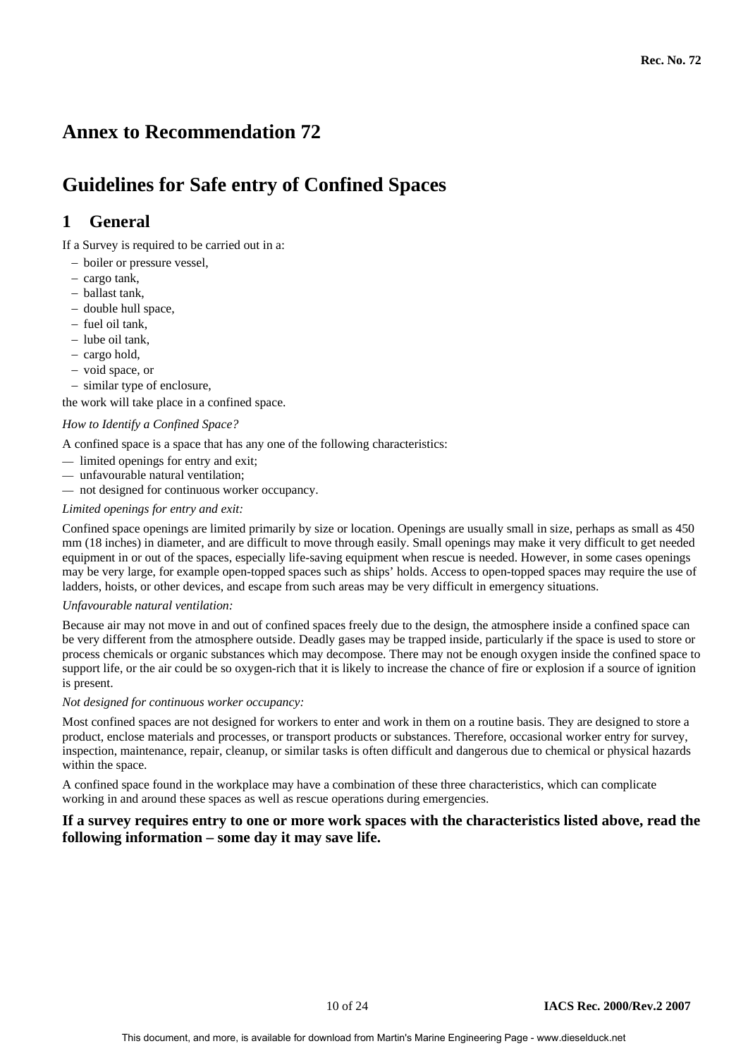# Annex to Recommendation 72

# Guidelines for Safe entry of Confined Spaces

## 1 General

If a Survey is required to be carried out in a:

- boiler or pressure vessel,
- cargo tank,
- ballast tank,
- double hull space,
- fuel oil tank,
- lube oil tank,
- cargo hold,
- void space, or
- similar type of enclosure,

the work will take place in a confined space.

*How to Identify a Confined Space?*

A confined space is a space that has any one of the following characteristics:

- limited openings for entry and exit;
- unfavourable natural ventilation;
- not designed for continuous worker occupancy.

*Limited openings for entry and exit:*

Confined space openings are limited primarily by size or location. Openings are usually small in size, perhaps as small as 450 mm (18 inches) in diameter, and are difficult to move through easily. Small openings may make it very difficult to get needed equipment in or out of the spaces, especially life-saving equipment when rescue is needed. However, in some cases openings may be very large, for example open-topped spaces such as ships' holds. Access to open-topped spaces may require the use of ladders, hoists, or other devices, and escape from such areas may be very difficult in emergency situations.

*Unfavourable natural ventilation:*

Because air may not move in and out of confined spaces freely due to the design, the atmosphere inside a confined space can be very different from the atmosphere outside. Deadly gases may be trapped inside, particularly if the space is used to store or process chemicals or organic substances which may decompose. There may not be enough oxygen inside the confined space to support life, or the air could be so oxygen-rich that it is likely to increase the chance of fire or explosion if a source of ignition is present.

*Not designed for continuous worker occupancy:*

Most confined spaces are not designed for workers to enter and work in them on a routine basis. They are designed to store a product, enclose materials and processes, or transport products or substances. Therefore, occasional worker entry for survey, inspection, maintenance, repair, cleanup, or similar tasks is often difficult and dangerous due to chemical or physical hazards within the space.

A confined space found in the workplace may have a combination of these three characteristics, which can complicate working in and around these spaces as well as rescue operations during emergencies.

**If a survey requires entry to one or more work spaces with the characteristics listed above, read the following information – some day it may save life.**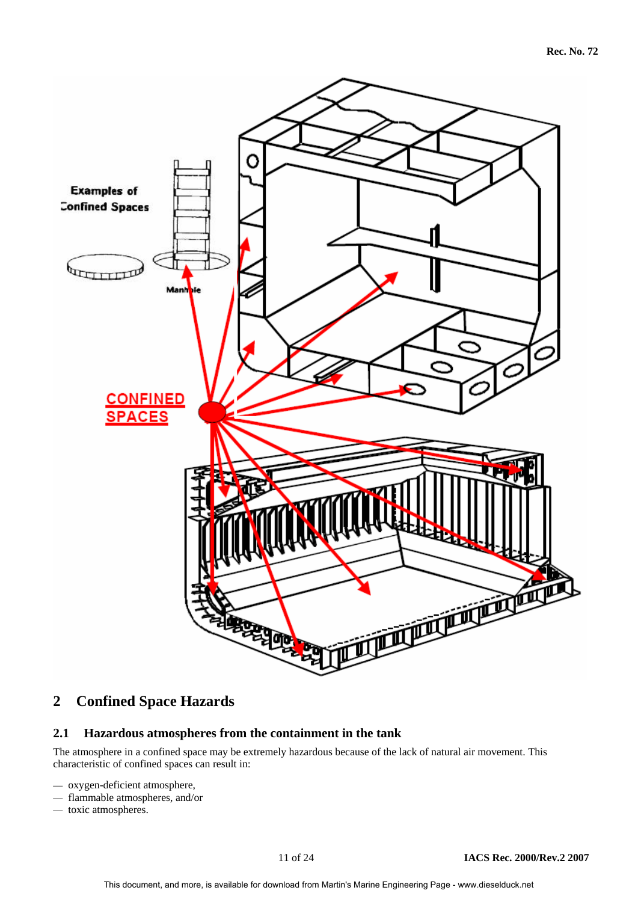## 2 Confined Space Hazards

### 2.1 Hazardous atmospheres from the containment in the tank

The atmosphere in a confined space may be extremely hazardous because of the lack of natural air movement. This characteristic of confined spaces can result in:

- oxygen-deficient atmosphere,
- flammable atmospheres, and/or
- toxic atmospheres.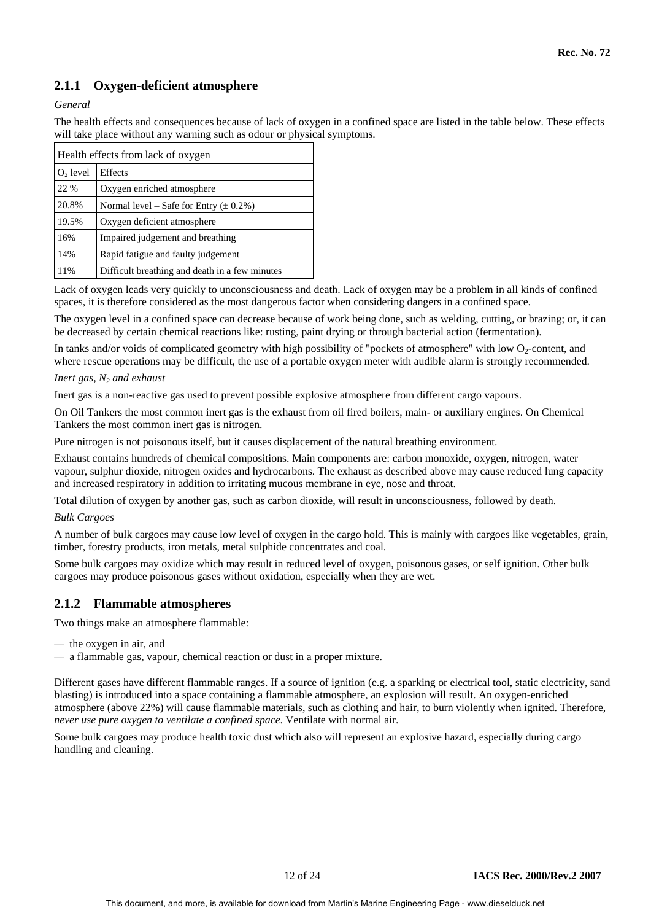## 2.1.1 Oxygen-deficient atmosphere

*General*

The health effects and consequences because of lack of oxygen in a confined space are listed in the table below. These effects will take place without any warning such as odour or physical symptoms.

| Health effects from lack of oxygen | |
|---|---|
| $O_2$ level | Effects |
| 22 % | Oxygen enriched atmosphere |
| 20.8% | Normal level – Safe for Entry (± 0.2%) |
| 19.5% | Oxygen deficient atmosphere |
| 16% | Impaired judgement and breathing |
| 14% | Rapid fatigue and faulty judgement |
| 11% | Difficult breathing and death in a few minutes |

Lack of oxygen leads very quickly to unconsciousness and death. Lack of oxygen may be a problem in all kinds of confined spaces, it is therefore considered as the most dangerous factor when considering dangers in a confined space.

The oxygen level in a confined space can decrease because of work being done, such as welding, cutting, or brazing; or, it can be decreased by certain chemical reactions like: rusting, paint drying or through bacterial action (fermentation).

In tanks and/or voids of complicated geometry with high possibility of "pockets of atmosphere" with low $O_2$-content, and where rescue operations may be difficult, the use of a portable oxygen meter with audible alarm is strongly recommended.

*Inert gas, $N_2$ and exhaust*

Inert gas is a non-reactive gas used to prevent possible explosive atmosphere from different cargo vapours.

On Oil Tankers the most common inert gas is the exhaust from oil fired boilers, main- or auxiliary engines. On Chemical Tankers the most common inert gas is nitrogen.

Pure nitrogen is not poisonous itself, but it causes displacement of the natural breathing environment.

Exhaust contains hundreds of chemical compositions. Main components are: carbon monoxide, oxygen, nitrogen, water vapour, sulphur dioxide, nitrogen oxides and hydrocarbons. The exhaust as described above may cause reduced lung capacity and increased respiratory in addition to irritating mucous membrane in eye, nose and throat.

Total dilution of oxygen by another gas, such as carbon dioxide, will result in unconsciousness, followed by death.

*Bulk Cargoes*

A number of bulk cargoes may cause low level of oxygen in the cargo hold. This is mainly with cargoes like vegetables, grain, timber, forestry products, iron metals, metal sulphide concentrates and coal.

Some bulk cargoes may oxidize which may result in reduced level of oxygen, poisonous gases, or self ignition. Other bulk cargoes may produce poisonous gases without oxidation, especially when they are wet.

## 2.1.2 Flammable atmospheres

Two things make an atmosphere flammable:

— the oxygen in air, and
— a flammable gas, vapour, chemical reaction or dust in a proper mixture.

Different gases have different flammable ranges. If a source of ignition (e.g. a sparking or electrical tool, static electricity, sand blasting) is introduced into a space containing a flammable atmosphere, an explosion will result. An oxygen-enriched atmosphere (above 22%) will cause flammable materials, such as clothing and hair, to burn violently when ignited. Therefore, *never use pure oxygen to ventilate a confined space*. Ventilate with normal air.

Some bulk cargoes may produce health toxic dust which also will represent an explosive hazard, especially during cargo handling and cleaning.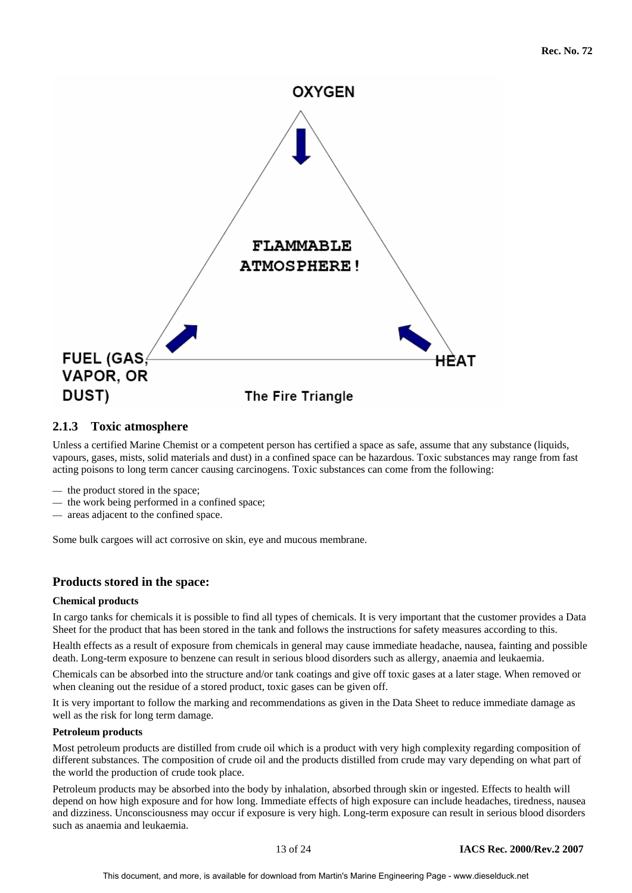OXYGEN

FLAMMABLE ATMOSPHERE!

FUEL (GAS, VAPOR, OR DUST)

HEAT

The Fire Triangle

### 2.1.3 Toxic atmosphere

Unless a certified Marine Chemist or a competent person has certified a space as safe, assume that any substance (liquids, vapours, gases, mists, solid materials and dust) in a confined space can be hazardous. Toxic substances may range from fast acting poisons to long term cancer causing carcinogens. Toxic substances can come from the following:

- the product stored in the space;
- the work being performed in a confined space;
- areas adjacent to the confined space.

Some bulk cargoes will act corrosive on skin, eye and mucous membrane.

### Products stored in the space:

**Chemical products**

In cargo tanks for chemicals it is possible to find all types of chemicals. It is very important that the customer provides a Data Sheet for the product that has been stored in the tank and follows the instructions for safety measures according to this.

Health effects as a result of exposure from chemicals in general may cause immediate headache, nausea, fainting and possible death. Long-term exposure to benzene can result in serious blood disorders such as allergy, anaemia and leukaemia.

Chemicals can be absorbed into the structure and/or tank coatings and give off toxic gases at a later stage. When removed or when cleaning out the residue of a stored product, toxic gases can be given off.

It is very important to follow the marking and recommendations as given in the Data Sheet to reduce immediate damage as well as the risk for long term damage.

**Petroleum products**

Most petroleum products are distilled from crude oil which is a product with very high complexity regarding composition of different substances. The composition of crude oil and the products distilled from crude may vary depending on what part of the world the production of crude took place.

Petroleum products may be absorbed into the body by inhalation, absorbed through skin or ingested. Effects to health will depend on how high exposure and for how long. Immediate effects of high exposure can include headaches, tiredness, nausea and dizziness. Unconsciousness may occur if exposure is very high. Long-term exposure can result in serious blood disorders such as anaemia and leukaemia.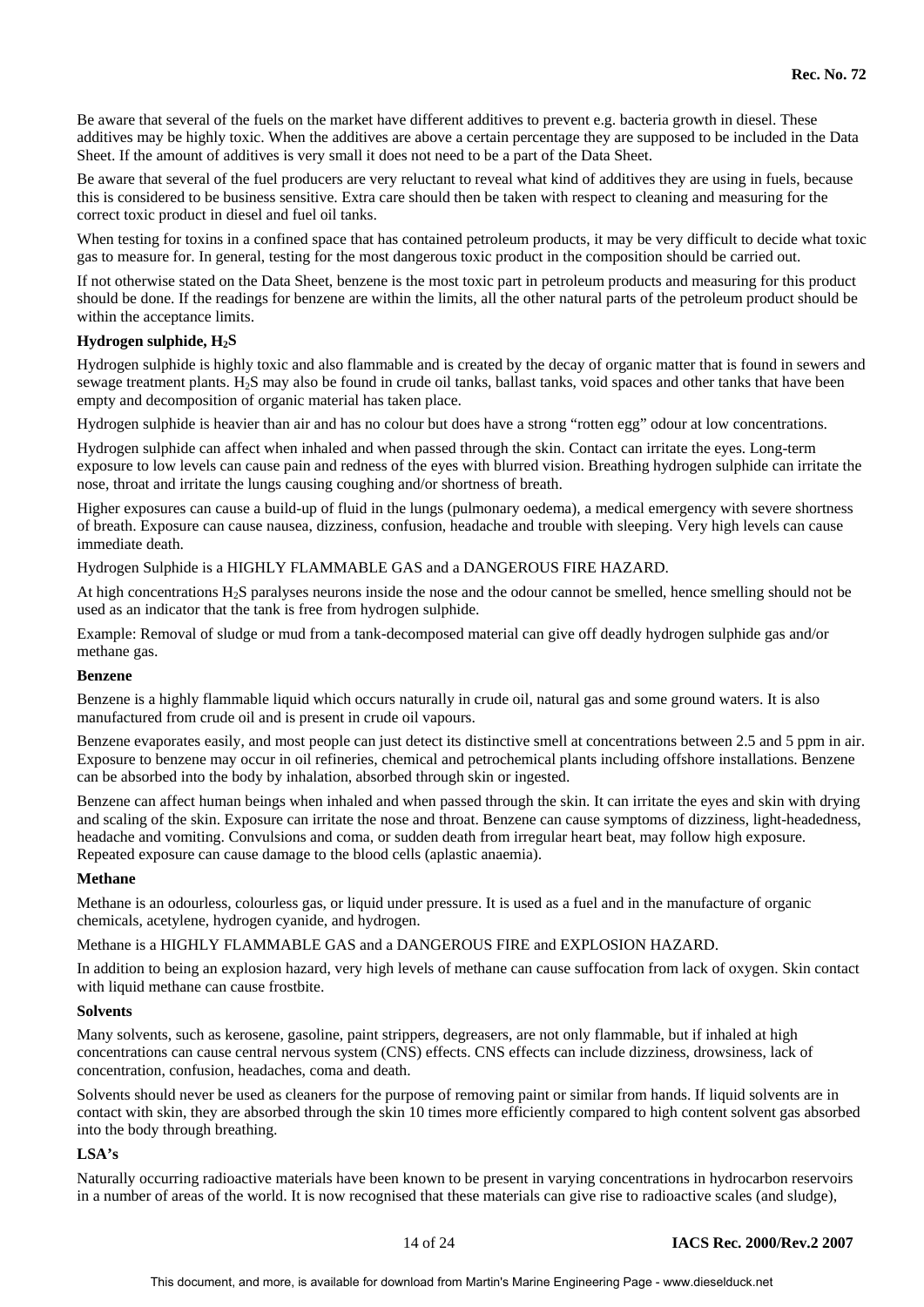Be aware that several of the fuels on the market have different additives to prevent e.g. bacteria growth in diesel. These additives may be highly toxic. When the additives are above a certain percentage they are supposed to be included in the Data Sheet. If the amount of additives is very small it does not need to be a part of the Data Sheet.

Be aware that several of the fuel producers are very reluctant to reveal what kind of additives they are using in fuels, because this is considered to be business sensitive. Extra care should then be taken with respect to cleaning and measuring for the correct toxic product in diesel and fuel oil tanks.

When testing for toxins in a confined space that has contained petroleum products, it may be very difficult to decide what toxic gas to measure for. In general, testing for the most dangerous toxic product in the composition should be carried out.

If not otherwise stated on the Data Sheet, benzene is the most toxic part in petroleum products and measuring for this product should be done. If the readings for benzene are within the limits, all the other natural parts of the petroleum product should be within the acceptance limits.

**Hydrogen sulphide, $H_2S$**

Hydrogen sulphide is highly toxic and also flammable and is created by the decay of organic matter that is found in sewers and sewage treatment plants. $H_2S$ may also be found in crude oil tanks, ballast tanks, void spaces and other tanks that have been empty and decomposition of organic material has taken place.

Hydrogen sulphide is heavier than air and has no colour but does have a strong "rotten egg" odour at low concentrations.

Hydrogen sulphide can affect when inhaled and when passed through the skin. Contact can irritate the eyes. Long-term exposure to low levels can cause pain and redness of the eyes with blurred vision. Breathing hydrogen sulphide can irritate the nose, throat and irritate the lungs causing coughing and/or shortness of breath.

Higher exposures can cause a build-up of fluid in the lungs (pulmonary oedema), a medical emergency with severe shortness of breath. Exposure can cause nausea, dizziness, confusion, headache and trouble with sleeping. Very high levels can cause immediate death.

Hydrogen Sulphide is a HIGHLY FLAMMABLE GAS and a DANGEROUS FIRE HAZARD.

At high concentrations $H_2S$ paralyses neurons inside the nose and the odour cannot be smelled, hence smelling should not be used as an indicator that the tank is free from hydrogen sulphide.

Example: Removal of sludge or mud from a tank-decomposed material can give off deadly hydrogen sulphide gas and/or methane gas.

**Benzene**

Benzene is a highly flammable liquid which occurs naturally in crude oil, natural gas and some ground waters. It is also manufactured from crude oil and is present in crude oil vapours.

Benzene evaporates easily, and most people can just detect its distinctive smell at concentrations between 2.5 and 5 ppm in air. Exposure to benzene may occur in oil refineries, chemical and petrochemical plants including offshore installations. Benzene can be absorbed into the body by inhalation, absorbed through skin or ingested.

Benzene can affect human beings when inhaled and when passed through the skin. It can irritate the eyes and skin with drying and scaling of the skin. Exposure can irritate the nose and throat. Benzene can cause symptoms of dizziness, light-headedness, headache and vomiting. Convulsions and coma, or sudden death from irregular heart beat, may follow high exposure. Repeated exposure can cause damage to the blood cells (aplastic anaemia).

**Methane**

Methane is an odourless, colourless gas, or liquid under pressure. It is used as a fuel and in the manufacture of organic chemicals, acetylene, hydrogen cyanide, and hydrogen.

Methane is a HIGHLY FLAMMABLE GAS and a DANGEROUS FIRE and EXPLOSION HAZARD.

In addition to being an explosion hazard, very high levels of methane can cause suffocation from lack of oxygen. Skin contact with liquid methane can cause frostbite.

**Solvents**

Many solvents, such as kerosene, gasoline, paint strippers, degreasers, are not only flammable, but if inhaled at high concentrations can cause central nervous system (CNS) effects. CNS effects can include dizziness, drowsiness, lack of concentration, confusion, headaches, coma and death.

Solvents should never be used as cleaners for the purpose of removing paint or similar from hands. If liquid solvents are in contact with skin, they are absorbed through the skin 10 times more efficiently compared to high content solvent gas absorbed into the body through breathing.

**LSA's**

Naturally occurring radioactive materials have been known to be present in varying concentrations in hydrocarbon reservoirs in a number of areas of the world. It is now recognised that these materials can give rise to radioactive scales (and sludge),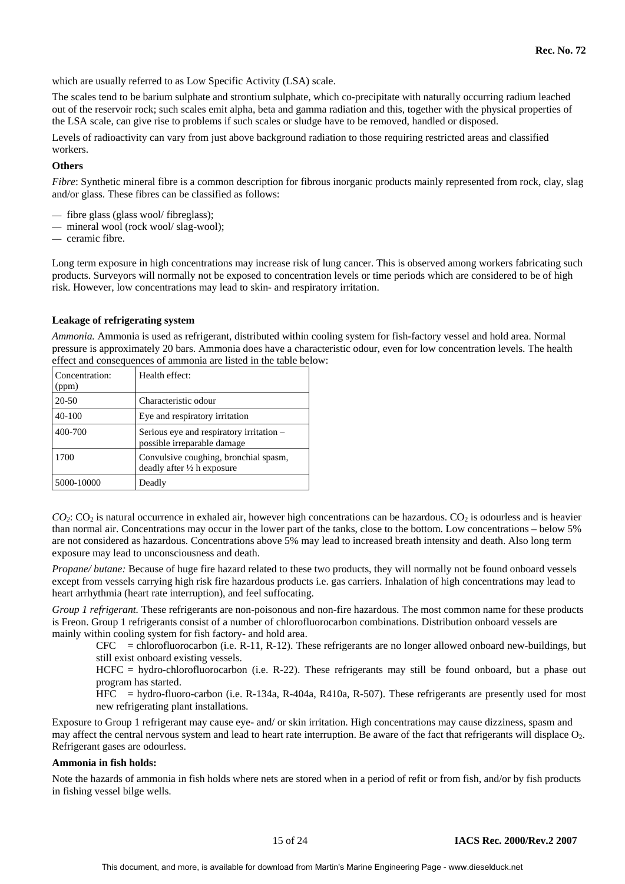which are usually referred to as Low Specific Activity (LSA) scale.

The scales tend to be barium sulphate and strontium sulphate, which co-precipitate with naturally occurring radium leached out of the reservoir rock; such scales emit alpha, beta and gamma radiation and this, together with the physical properties of the LSA scale, can give rise to problems if such scales or sludge have to be removed, handled or disposed.

Levels of radioactivity can vary from just above background radiation to those requiring restricted areas and classified workers.

**Others**

*Fibre*: Synthetic mineral fibre is a common description for fibrous inorganic products mainly represented from rock, clay, slag and/or glass. These fibres can be classified as follows:

- fibre glass (glass wool/ fibreglass);
- mineral wool (rock wool/ slag-wool);
- ceramic fibre.

Long term exposure in high concentrations may increase risk of lung cancer. This is observed among workers fabricating such products. Surveyors will normally not be exposed to concentration levels or time periods which are considered to be of high risk. However, low concentrations may lead to skin- and respiratory irritation.

**Leakage of refrigerating system**

*Ammonia.* Ammonia is used as refrigerant, distributed within cooling system for fish-factory vessel and hold area. Normal pressure is approximately 20 bars. Ammonia does have a characteristic odour, even for low concentration levels. The health effect and consequences of ammonia are listed in the table below:

| Concentration: (ppm) | Health effect: |
|---|---|
| 20-50 | Characteristic odour |
| 40-100 | Eye and respiratory irritation |
| 400-700 | Serious eye and respiratory irritation – possible irreparable damage |
| 1700 | Convulsive coughing, bronchial spasm, deadly after ½ h exposure |
| 5000-10000 | Deadly |

*$CO_2$*: $CO_2$ is natural occurrence in exhaled air, however high concentrations can be hazardous. $CO_2$ is odourless and is heavier than normal air. Concentrations may occur in the lower part of the tanks, close to the bottom. Low concentrations – below 5% are not considered as hazardous. Concentrations above 5% may lead to increased breath intensity and death. Also long term exposure may lead to unconsciousness and death.

*Propane/ butane:* Because of huge fire hazard related to these two products, they will normally not be found onboard vessels except from vessels carrying high risk fire hazardous products i.e. gas carriers. Inhalation of high concentrations may lead to heart arrhythmia (heart rate interruption), and feel suffocating.

*Group 1 refrigerant.* These refrigerants are non-poisonous and non-fire hazardous. The most common name for these products is Freon. Group 1 refrigerants consist of a number of chlorofluorocarbon combinations. Distribution onboard vessels are mainly within cooling system for fish factory- and hold area.

CFC = chlorofluorocarbon (i.e. R-11, R-12). These refrigerants are no longer allowed onboard new-buildings, but still exist onboard existing vessels.

HCFC = hydro-chlorofluorocarbon (i.e. R-22). These refrigerants may still be found onboard, but a phase out program has started.

HFC = hydro-fluoro-carbon (i.e. R-134a, R-404a, R410a, R-507). These refrigerants are presently used for most new refrigerating plant installations.

Exposure to Group 1 refrigerant may cause eye- and/ or skin irritation. High concentrations may cause dizziness, spasm and may affect the central nervous system and lead to heart rate interruption. Be aware of the fact that refrigerants will displace $O_2$. Refrigerant gases are odourless.

**Ammonia in fish holds:**

Note the hazards of ammonia in fish holds where nets are stored when in a period of refit or from fish, and/or by fish products in fishing vessel bilge wells.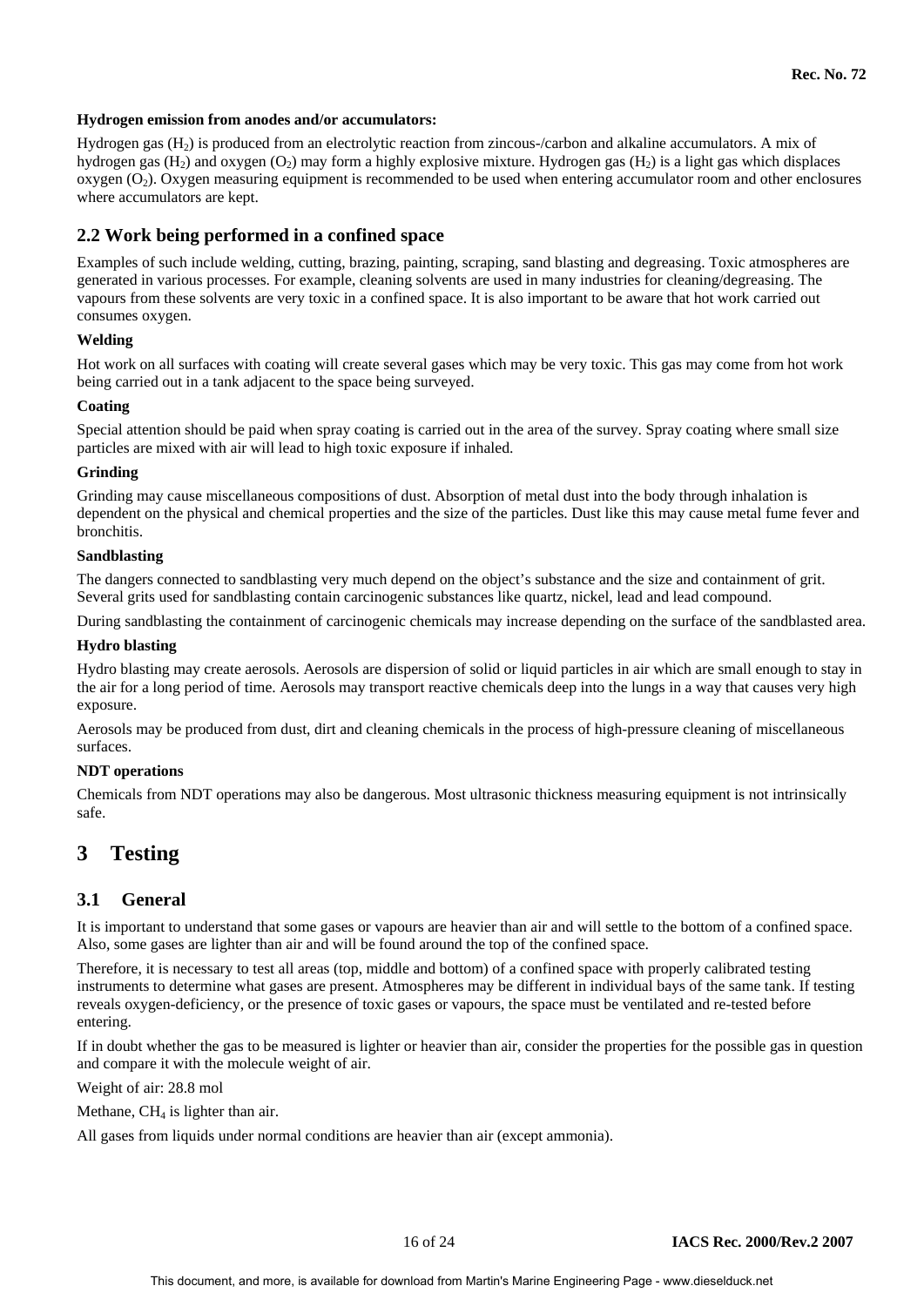**Hydrogen emission from anodes and/or accumulators:**

Hydrogen gas ($H_2$) is produced from an electrolytic reaction from zincous-/carbon and alkaline accumulators. A mix of hydrogen gas ($H_2$) and oxygen ($O_2$) may form a highly explosive mixture. Hydrogen gas ($H_2$) is a light gas which displaces oxygen ($O_2$). Oxygen measuring equipment is recommended to be used when entering accumulator room and other enclosures where accumulators are kept.

## 2.2 Work being performed in a confined space

Examples of such include welding, cutting, brazing, painting, scraping, sand blasting and degreasing. Toxic atmospheres are generated in various processes. For example, cleaning solvents are used in many industries for cleaning/degreasing. The vapours from these solvents are very toxic in a confined space. It is also important to be aware that hot work carried out consumes oxygen.

**Welding**

Hot work on all surfaces with coating will create several gases which may be very toxic. This gas may come from hot work being carried out in a tank adjacent to the space being surveyed.

**Coating**

Special attention should be paid when spray coating is carried out in the area of the survey. Spray coating where small size particles are mixed with air will lead to high toxic exposure if inhaled.

**Grinding**

Grinding may cause miscellaneous compositions of dust. Absorption of metal dust into the body through inhalation is dependent on the physical and chemical properties and the size of the particles. Dust like this may cause metal fume fever and bronchitis.

**Sandblasting**

The dangers connected to sandblasting very much depend on the object's substance and the size and containment of grit. Several grits used for sandblasting contain carcinogenic substances like quartz, nickel, lead and lead compound.

During sandblasting the containment of carcinogenic chemicals may increase depending on the surface of the sandblasted area.

**Hydro blasting**

Hydro blasting may create aerosols. Aerosols are dispersion of solid or liquid particles in air which are small enough to stay in the air for a long period of time. Aerosols may transport reactive chemicals deep into the lungs in a way that causes very high exposure.

Aerosols may be produced from dust, dirt and cleaning chemicals in the process of high-pressure cleaning of miscellaneous surfaces.

**NDT operations**

Chemicals from NDT operations may also be dangerous. Most ultrasonic thickness measuring equipment is not intrinsically safe.

# 3 Testing

## 3.1 General

It is important to understand that some gases or vapours are heavier than air and will settle to the bottom of a confined space. Also, some gases are lighter than air and will be found around the top of the confined space.

Therefore, it is necessary to test all areas (top, middle and bottom) of a confined space with properly calibrated testing instruments to determine what gases are present. Atmospheres may be different in individual bays of the same tank. If testing reveals oxygen-deficiency, or the presence of toxic gases or vapours, the space must be ventilated and re-tested before entering.

If in doubt whether the gas to be measured is lighter or heavier than air, consider the properties for the possible gas in question and compare it with the molecule weight of air.

Weight of air: 28.8 mol

Methane, $CH_4$ is lighter than air.

All gases from liquids under normal conditions are heavier than air (except ammonia).

This document, and more, is available for download from Martin's Marine Engineering Page - www.dieselduck.net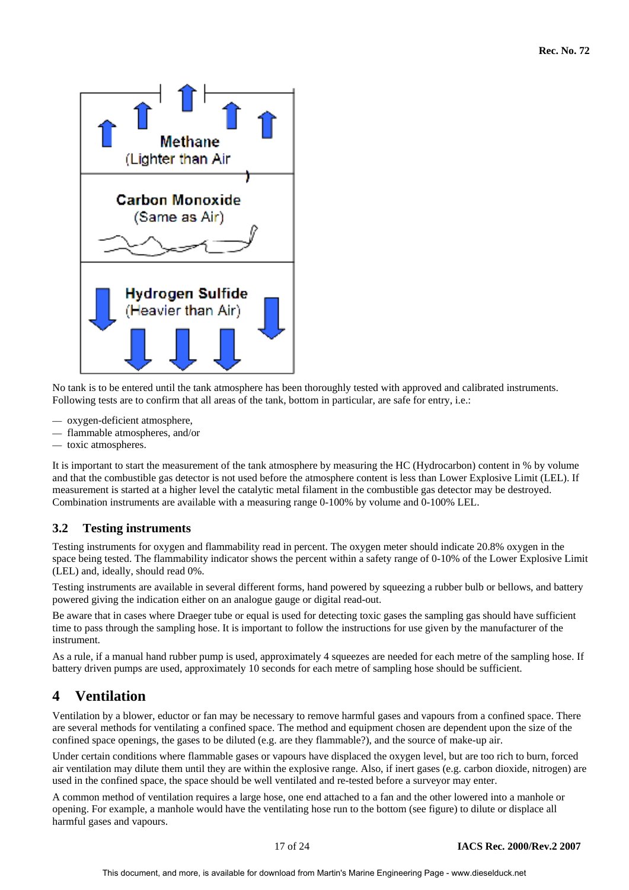No tank is to be entered until the tank atmosphere has been thoroughly tested with approved and calibrated instruments. Following tests are to confirm that all areas of the tank, bottom in particular, are safe for entry, i.e.:

- oxygen-deficient atmosphere,
- flammable atmospheres, and/or
- toxic atmospheres.

It is important to start the measurement of the tank atmosphere by measuring the HC (Hydrocarbon) content in % by volume and that the combustible gas detector is not used before the atmosphere content is less than Lower Explosive Limit (LEL). If measurement is started at a higher level the catalytic metal filament in the combustible gas detector may be destroyed. Combination instruments are available with a measuring range 0-100% by volume and 0-100% LEL.

### 3.2 Testing instruments

Testing instruments for oxygen and flammability read in percent. The oxygen meter should indicate 20.8% oxygen in the space being tested. The flammability indicator shows the percent within a safety range of 0-10% of the Lower Explosive Limit (LEL) and, ideally, should read 0%.

Testing instruments are available in several different forms, hand powered by squeezing a rubber bulb or bellows, and battery powered giving the indication either on an analogue gauge or digital read-out.

Be aware that in cases where Draeger tube or equal is used for detecting toxic gases the sampling gas should have sufficient time to pass through the sampling hose. It is important to follow the instructions for use given by the manufacturer of the instrument.

As a rule, if a manual hand rubber pump is used, approximately 4 squeezes are needed for each metre of the sampling hose. If battery driven pumps are used, approximately 10 seconds for each metre of sampling hose should be sufficient.

## 4 Ventilation

Ventilation by a blower, eductor or fan may be necessary to remove harmful gases and vapours from a confined space. There are several methods for ventilating a confined space. The method and equipment chosen are dependent upon the size of the confined space openings, the gases to be diluted (e.g. are they flammable?), and the source of make-up air.

Under certain conditions where flammable gases or vapours have displaced the oxygen level, but are too rich to burn, forced air ventilation may dilute them until they are within the explosive range. Also, if inert gases (e.g. carbon dioxide, nitrogen) are used in the confined space, the space should be well ventilated and re-tested before a surveyor may enter.

A common method of ventilation requires a large hose, one end attached to a fan and the other lowered into a manhole or opening. For example, a manhole would have the ventilating hose run to the bottom (see figure) to dilute or displace all harmful gases and vapours.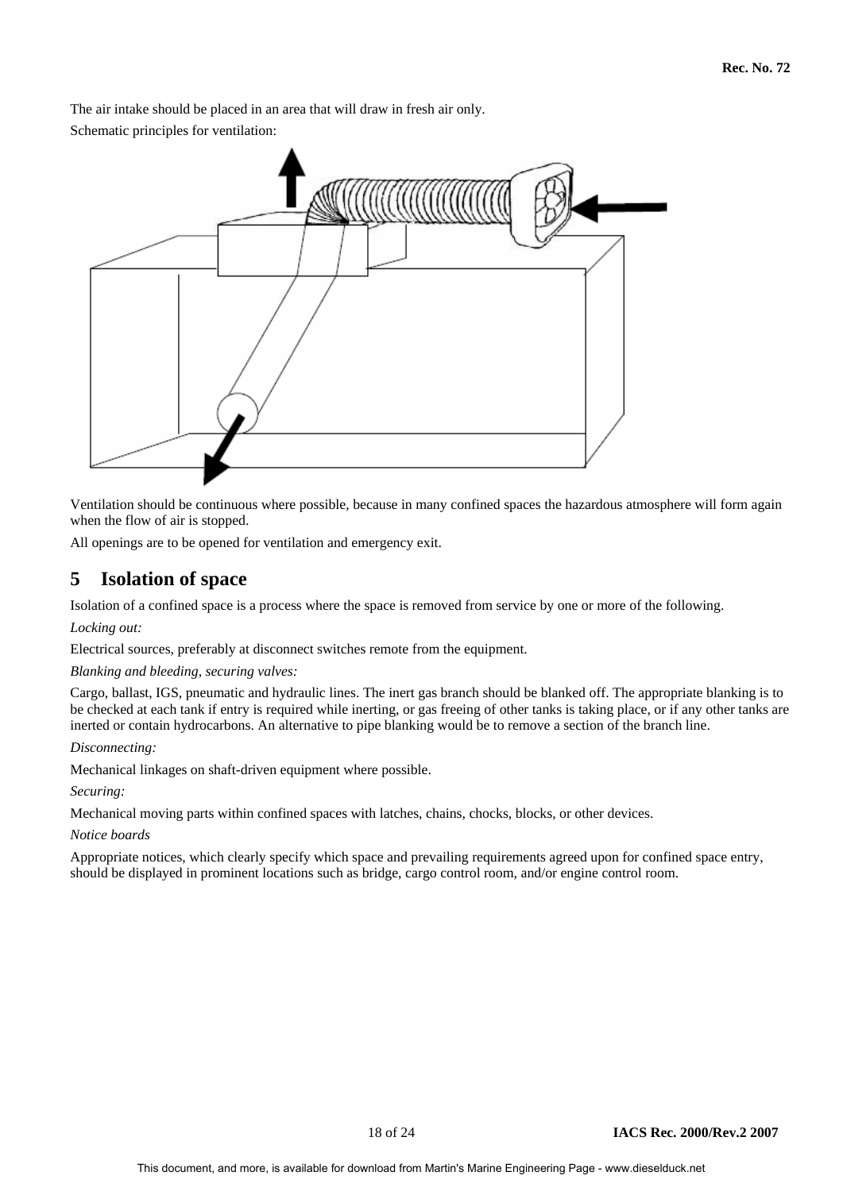The air intake should be placed in an area that will draw in fresh air only.

Schematic principles for ventilation:

Ventilation should be continuous where possible, because in many confined spaces the hazardous atmosphere will form again when the flow of air is stopped.

All openings are to be opened for ventilation and emergency exit.

## 5 Isolation of space

Isolation of a confined space is a process where the space is removed from service by one or more of the following.

*Locking out:*

Electrical sources, preferably at disconnect switches remote from the equipment.

*Blanking and bleeding, securing valves:*

Cargo, ballast, IGS, pneumatic and hydraulic lines. The inert gas branch should be blanked off. The appropriate blanking is to be checked at each tank if entry is required while inerting, or gas freeing of other tanks is taking place, or if any other tanks are inerted or contain hydrocarbons. An alternative to pipe blanking would be to remove a section of the branch line.

*Disconnecting:*

Mechanical linkages on shaft-driven equipment where possible.

*Securing:*

Mechanical moving parts within confined spaces with latches, chains, chocks, blocks, or other devices.

*Notice boards*

Appropriate notices, which clearly specify which space and prevailing requirements agreed upon for confined space entry, should be displayed in prominent locations such as bridge, cargo control room, and/or engine control room.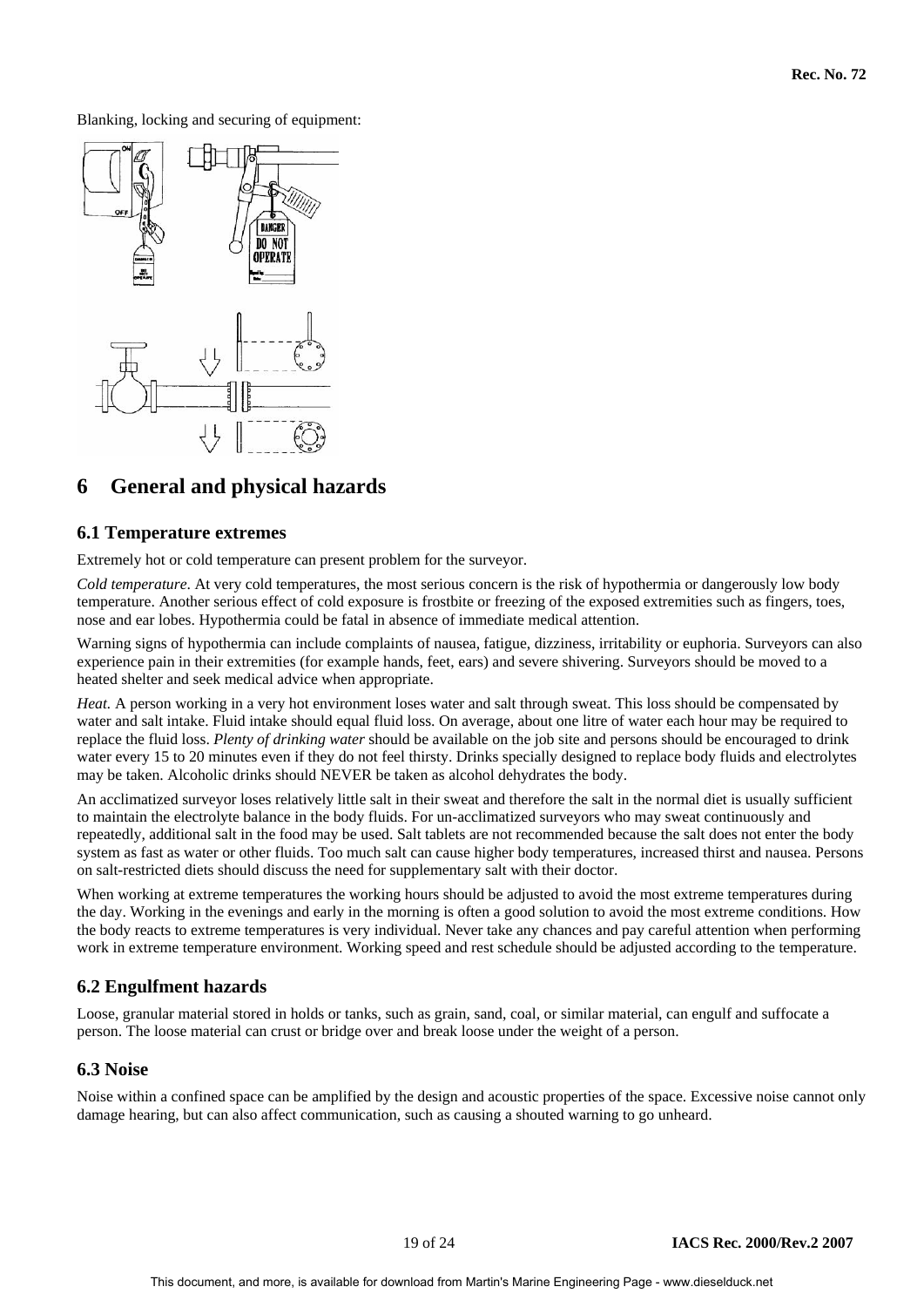Blanking, locking and securing of equipment:

# 6 General and physical hazards

## 6.1 Temperature extremes

Extremely hot or cold temperature can present problem for the surveyor.

*Cold temperature*. At very cold temperatures, the most serious concern is the risk of hypothermia or dangerously low body temperature. Another serious effect of cold exposure is frostbite or freezing of the exposed extremities such as fingers, toes, nose and ear lobes. Hypothermia could be fatal in absence of immediate medical attention.

Warning signs of hypothermia can include complaints of nausea, fatigue, dizziness, irritability or euphoria. Surveyors can also experience pain in their extremities (for example hands, feet, ears) and severe shivering. Surveyors should be moved to a heated shelter and seek medical advice when appropriate.

*Heat.* A person working in a very hot environment loses water and salt through sweat. This loss should be compensated by water and salt intake. Fluid intake should equal fluid loss. On average, about one litre of water each hour may be required to replace the fluid loss. *Plenty of drinking water* should be available on the job site and persons should be encouraged to drink water every 15 to 20 minutes even if they do not feel thirsty. Drinks specially designed to replace body fluids and electrolytes may be taken. Alcoholic drinks should NEVER be taken as alcohol dehydrates the body.

An acclimatized surveyor loses relatively little salt in their sweat and therefore the salt in the normal diet is usually sufficient to maintain the electrolyte balance in the body fluids. For un-acclimatized surveyors who may sweat continuously and repeatedly, additional salt in the food may be used. Salt tablets are not recommended because the salt does not enter the body system as fast as water or other fluids. Too much salt can cause higher body temperatures, increased thirst and nausea. Persons on salt-restricted diets should discuss the need for supplementary salt with their doctor.

When working at extreme temperatures the working hours should be adjusted to avoid the most extreme temperatures during the day. Working in the evenings and early in the morning is often a good solution to avoid the most extreme conditions. How the body reacts to extreme temperatures is very individual. Never take any chances and pay careful attention when performing work in extreme temperature environment. Working speed and rest schedule should be adjusted according to the temperature.

## 6.2 Engulfment hazards

Loose, granular material stored in holds or tanks, such as grain, sand, coal, or similar material, can engulf and suffocate a person. The loose material can crust or bridge over and break loose under the weight of a person.

## 6.3 Noise

Noise within a confined space can be amplified by the design and acoustic properties of the space. Excessive noise cannot only damage hearing, but can also affect communication, such as causing a shouted warning to go unheard.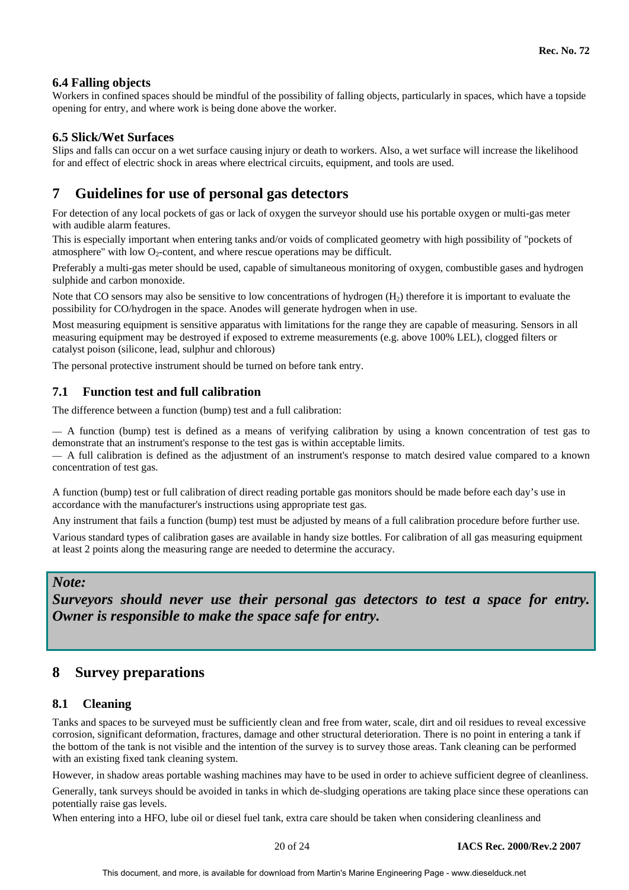### 6.4 Falling objects

Workers in confined spaces should be mindful of the possibility of falling objects, particularly in spaces, which have a topside opening for entry, and where work is being done above the worker.

### 6.5 Slick/Wet Surfaces

Slips and falls can occur on a wet surface causing injury or death to workers. Also, a wet surface will increase the likelihood for and effect of electric shock in areas where electrical circuits, equipment, and tools are used.

## 7 Guidelines for use of personal gas detectors

For detection of any local pockets of gas or lack of oxygen the surveyor should use his portable oxygen or multi-gas meter with audible alarm features.

This is especially important when entering tanks and/or voids of complicated geometry with high possibility of "pockets of atmosphere" with low $O_2$-content, and where rescue operations may be difficult.

Preferably a multi-gas meter should be used, capable of simultaneous monitoring of oxygen, combustible gases and hydrogen sulphide and carbon monoxide.

Note that CO sensors may also be sensitive to low concentrations of hydrogen ($H_2$) therefore it is important to evaluate the possibility for CO/hydrogen in the space. Anodes will generate hydrogen when in use.

Most measuring equipment is sensitive apparatus with limitations for the range they are capable of measuring. Sensors in all measuring equipment may be destroyed if exposed to extreme measurements (e.g. above 100% LEL), clogged filters or catalyst poison (silicone, lead, sulphur and chlorous)

The personal protective instrument should be turned on before tank entry.

### 7.1 Function test and full calibration

The difference between a function (bump) test and a full calibration:

— A function (bump) test is defined as a means of verifying calibration by using a known concentration of test gas to demonstrate that an instrument's response to the test gas is within acceptable limits.
— A full calibration is defined as the adjustment of an instrument's response to match desired value compared to a known concentration of test gas.

A function (bump) test or full calibration of direct reading portable gas monitors should be made before each day's use in accordance with the manufacturer's instructions using appropriate test gas.

Any instrument that fails a function (bump) test must be adjusted by means of a full calibration procedure before further use.

Various standard types of calibration gases are available in handy size bottles. For calibration of all gas measuring equipment at least 2 points along the measuring range are needed to determine the accuracy.

> ***Note:***
> ***Surveyors should never use their personal gas detectors to test a space for entry. Owner is responsible to make the space safe for entry.***

## 8 Survey preparations

### 8.1 Cleaning

Tanks and spaces to be surveyed must be sufficiently clean and free from water, scale, dirt and oil residues to reveal excessive corrosion, significant deformation, fractures, damage and other structural deterioration. There is no point in entering a tank if the bottom of the tank is not visible and the intention of the survey is to survey those areas. Tank cleaning can be performed with an existing fixed tank cleaning system.

However, in shadow areas portable washing machines may have to be used in order to achieve sufficient degree of cleanliness.

Generally, tank surveys should be avoided in tanks in which de-sludging operations are taking place since these operations can potentially raise gas levels.

When entering into a HFO, lube oil or diesel fuel tank, extra care should be taken when considering cleanliness and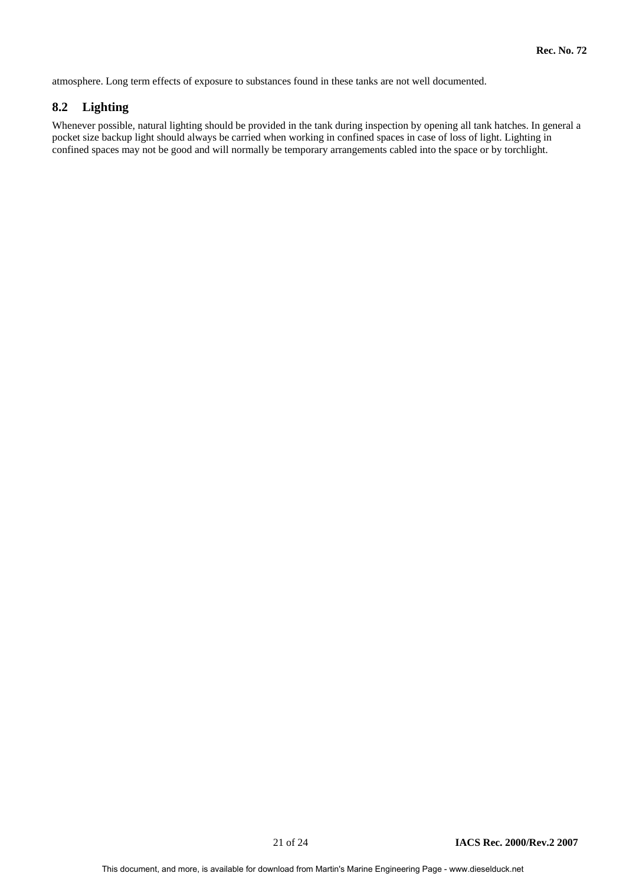atmosphere. Long term effects of exposure to substances found in these tanks are not well documented.

## 8.2 Lighting

Whenever possible, natural lighting should be provided in the tank during inspection by opening all tank hatches. In general a pocket size backup light should always be carried when working in confined spaces in case of loss of light. Lighting in confined spaces may not be good and will normally be temporary arrangements cabled into the space or by torchlight.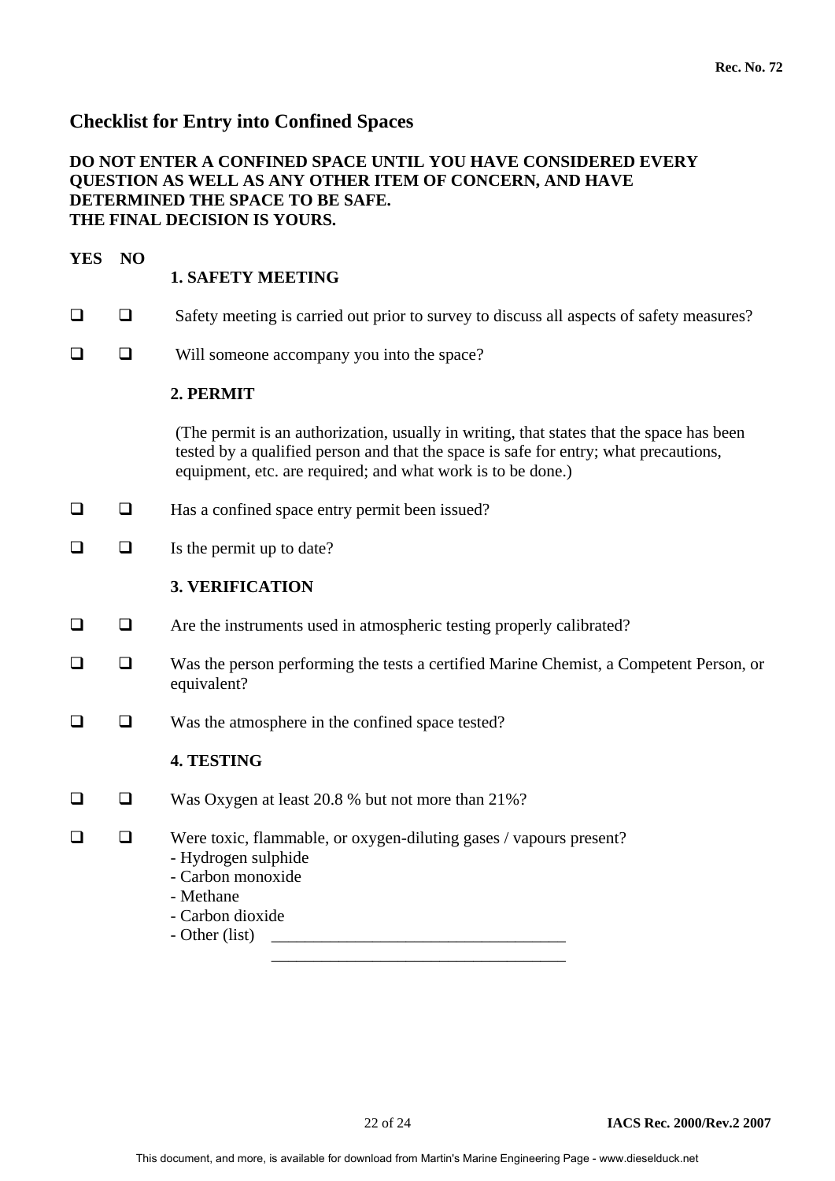## Checklist for Entry into Confined Spaces

**DO NOT ENTER A CONFINED SPACE UNTIL YOU HAVE CONSIDERED EVERY QUESTION AS WELL AS ANY OTHER ITEM OF CONCERN, AND HAVE DETERMINED THE SPACE TO BE SAFE.**
**THE FINAL DECISION IS YOURS.**

| YES | NO | |
|---|---|---|
| | | **1. SAFETY MEETING** |
| ☐ | ☐ | Safety meeting is carried out prior to survey to discuss all aspects of safety measures? |
| ☐ | ☐ | Will someone accompany you into the space? |
| | | **2. PERMIT** |
| | | (The permit is an authorization, usually in writing, that states that the space has been tested by a qualified person and that the space is safe for entry; what precautions, equipment, etc. are required; and what work is to be done.) |
| ☐ | ☐ | Has a confined space entry permit been issued? |
| ☐ | ☐ | Is the permit up to date? |
| | | **3. VERIFICATION** |
| ☐ | ☐ | Are the instruments used in atmospheric testing properly calibrated? |
| ☐ | ☐ | Was the person performing the tests a certified Marine Chemist, a Competent Person, or equivalent? |
| ☐ | ☐ | Was the atmosphere in the confined space tested? |
| | | **4. TESTING** |
| ☐ | ☐ | Was Oxygen at least 20.8 % but not more than 21%? |
| ☐ | ☐ | Were toxic, flammable, or oxygen-diluting gases / vapours present?<br>- Hydrogen sulphide<br>- Carbon monoxide<br>- Methane<br>- Carbon dioxide<br>- Other (list) ___________________________________<br>___________________________________ |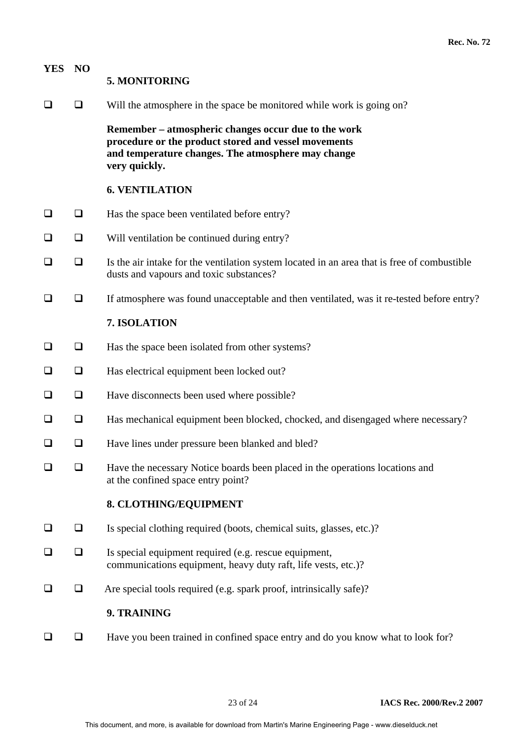| YES | NO | |
|---|---|---|
| | | **5. MONITORING** |
| ☐ | ☐ | Will the atmosphere in the space be monitored while work is going on? |
| | | **Remember – atmospheric changes occur due to the work procedure or the product stored and vessel movements and temperature changes. The atmosphere may change very quickly.** |
| | | **6. VENTILATION** |
| ☐ | ☐ | Has the space been ventilated before entry? |
| ☐ | ☐ | Will ventilation be continued during entry? |
| ☐ | ☐ | Is the air intake for the ventilation system located in an area that is free of combustible dusts and vapours and toxic substances? |
| ☐ | ☐ | If atmosphere was found unacceptable and then ventilated, was it re-tested before entry? |
| | | **7. ISOLATION** |
| ☐ | ☐ | Has the space been isolated from other systems? |
| ☐ | ☐ | Has electrical equipment been locked out? |
| ☐ | ☐ | Have disconnects been used where possible? |
| ☐ | ☐ | Has mechanical equipment been blocked, chocked, and disengaged where necessary? |
| ☐ | ☐ | Have lines under pressure been blanked and bled? |
| ☐ | ☐ | Have the necessary Notice boards been placed in the operations locations and at the confined space entry point? |
| | | **8. CLOTHING/EQUIPMENT** |
| ☐ | ☐ | Is special clothing required (boots, chemical suits, glasses, etc.)? |
| ☐ | ☐ | Is special equipment required (e.g. rescue equipment, communications equipment, heavy duty raft, life vests, etc.)? |
| ☐ | ☐ | Are special tools required (e.g. spark proof, intrinsically safe)? |
| | | **9. TRAINING** |
| ☐ | ☐ | Have you been trained in confined space entry and do you know what to look for? |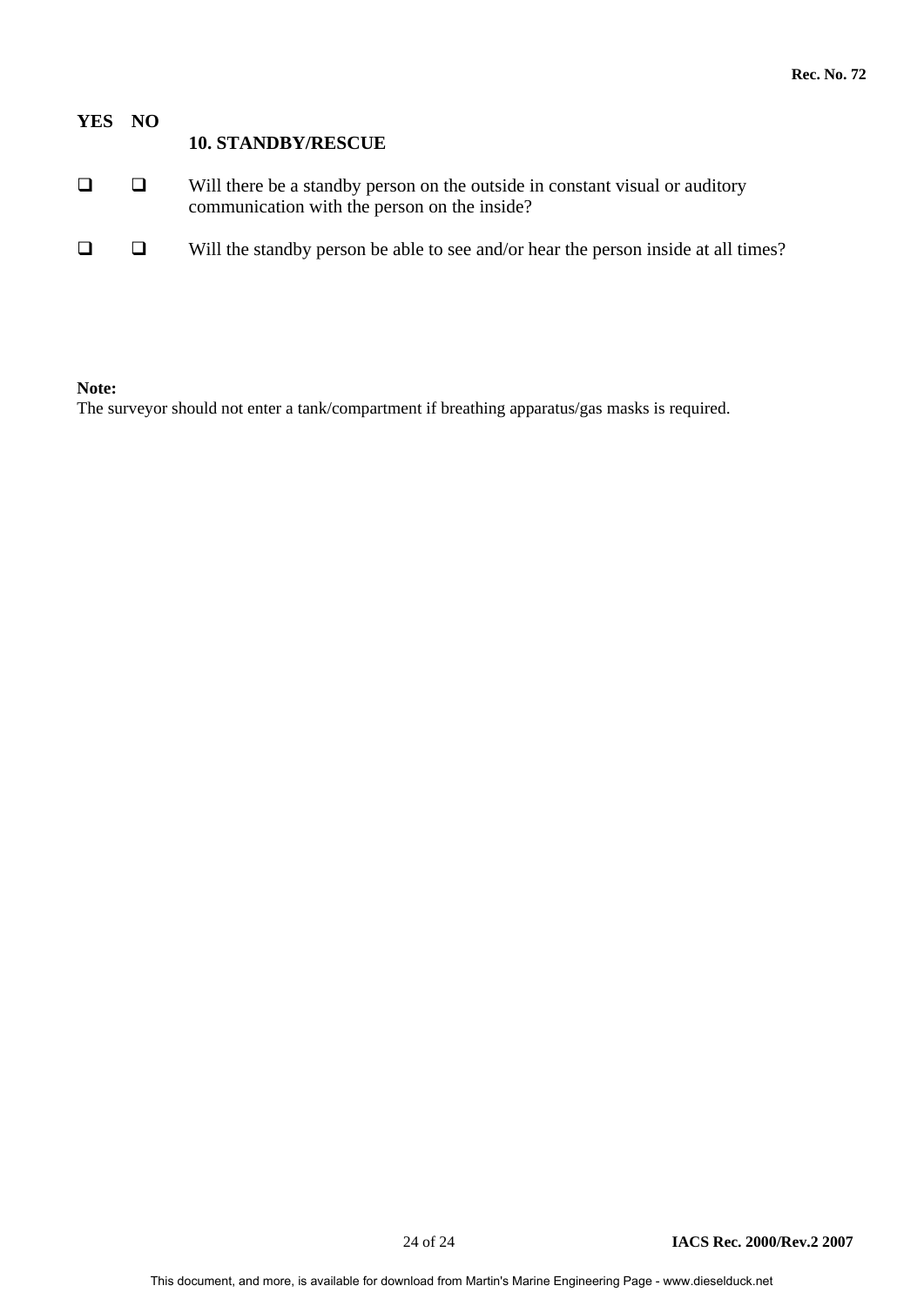| YES | NO | **10. STANDBY/RESCUE** |
|---|---|---|
| ❑ | ❑ | Will there be a standby person on the outside in constant visual or auditory communication with the person on the inside? |
| ❑ | ❑ | Will the standby person be able to see and/or hear the person inside at all times? |

**Note:**
The surveyor should not enter a tank/compartment if breathing apparatus/gas masks is required.